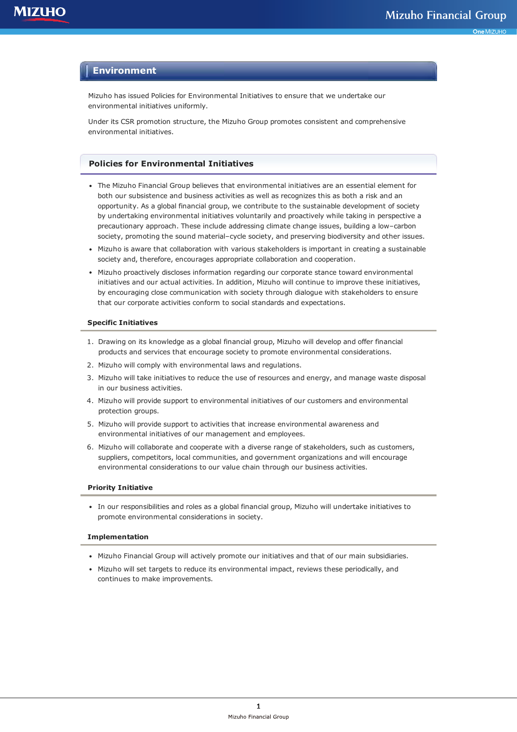# Environment

Mizuho has issued Policies for Environmental Initiatives to ensure that we undertake our environmental initiatives uniformly.

Under its CSR promotion structure, the Mizuho Group promotes consistent and comprehensive environmental initiatives.

## Policies for Environmental Initiatives

- The Mizuho Financial Group believes that environmental initiatives are an essential element for both our subsistence and business activities as well as recognizes this as both a risk and an opportunity. As a global financial group, we contribute to the sustainable development of society by undertaking environmental initiatives voluntarily and proactively while taking in perspective a precautionary approach. These include addressing climate change issues, building a low–carbon society, promoting the sound material–cycle society, and preserving biodiversity and other issues.
- Mizuho is aware that collaboration with various stakeholders is important in creating a sustainable society and, therefore, encourages appropriate collaboration and cooperation.
- Mizuho proactively discloses information regarding our corporate stance toward environmental initiatives and our actual activities. In addition, Mizuho will continue to improve these initiatives, by encouraging close communication with society through dialogue with stakeholders to ensure that our corporate activities conform to social standards and expectations.

### Specific Initiatives

1. Drawing on its knowledge as a global financial group, Mizuho will develop and offer financial products and services that encourage society to promote environmental considerations.
2. Mizuho will comply with environmental laws and regulations.
3. Mizuho will take initiatives to reduce the use of resources and energy, and manage waste disposal in our business activities.
4. Mizuho will provide support to environmental initiatives of our customers and environmental protection groups.
5. Mizuho will provide support to activities that increase environmental awareness and environmental initiatives of our management and employees.
6. Mizuho will collaborate and cooperate with a diverse range of stakeholders, such as customers, suppliers, competitors, local communities, and government organizations and will encourage environmental considerations to our value chain through our business activities.

### Priority Initiative

- In our responsibilities and roles as a global financial group, Mizuho will undertake initiatives to promote environmental considerations in society.

### Implementation

- Mizuho Financial Group will actively promote our initiatives and that of our main subsidiaries.
- Mizuho will set targets to reduce its environmental impact, reviews these periodically, and continues to make improvements.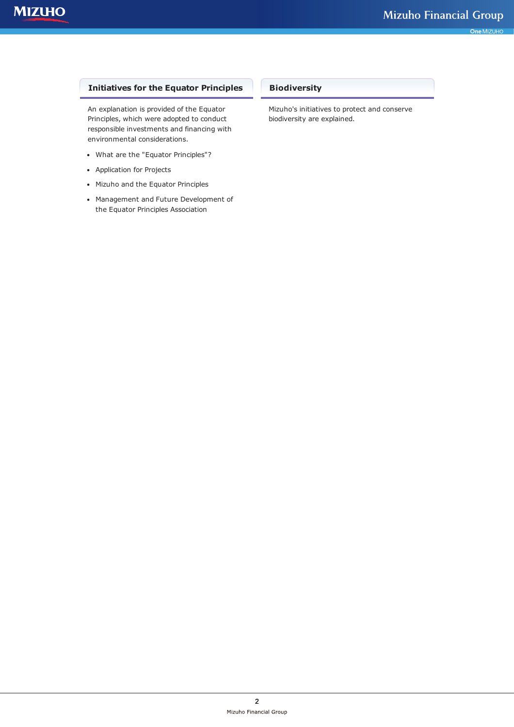## Initiatives for the Equator Principles

An explanation is provided of the Equator Principles, which were adopted to conduct responsible investments and financing with environmental considerations.

- What are the "Equator Principles"?
- Application for Projects
- Mizuho and the Equator Principles
- Management and Future Development of the Equator Principles Association

## Biodiversity

Mizuho's initiatives to protect and conserve biodiversity are explained.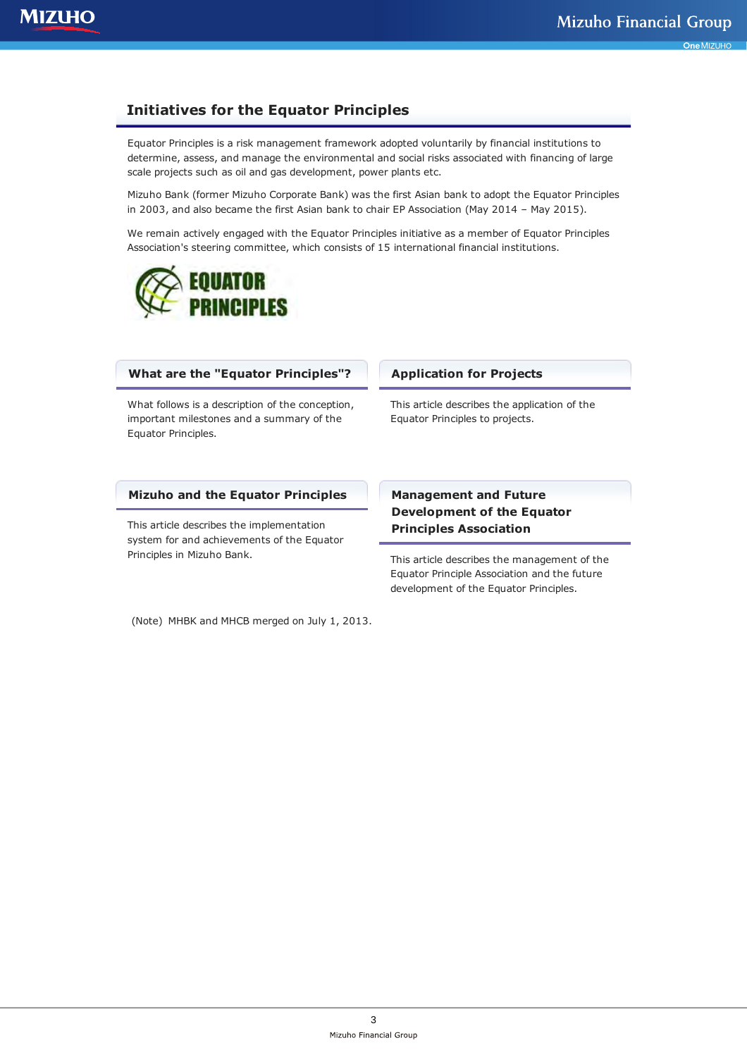## Initiatives for the Equator Principles

Equator Principles is a risk management framework adopted voluntarily by financial institutions to determine, assess, and manage the environmental and social risks associated with financing of large scale projects such as oil and gas development, power plants etc.

Mizuho Bank (former Mizuho Corporate Bank) was the first Asian bank to adopt the Equator Principles in 2003, and also became the first Asian bank to chair EP Association (May 2014 – May 2015).

We remain actively engaged with the Equator Principles initiative as a member of Equator Principles Association's steering committee, which consists of 15 international financial institutions.

EQUATOR PRINCIPLES

### What are the "Equator Principles"?

What follows is a description of the conception, important milestones and a summary of the Equator Principles.

### Application for Projects

This article describes the application of the Equator Principles to projects.

### Mizuho and the Equator Principles

This article describes the implementation system for and achievements of the Equator Principles in Mizuho Bank.

### Management and Future Development of the Equator Principles Association

This article describes the management of the Equator Principle Association and the future development of the Equator Principles.

(Note) MHBK and MHCB merged on July 1, 2013.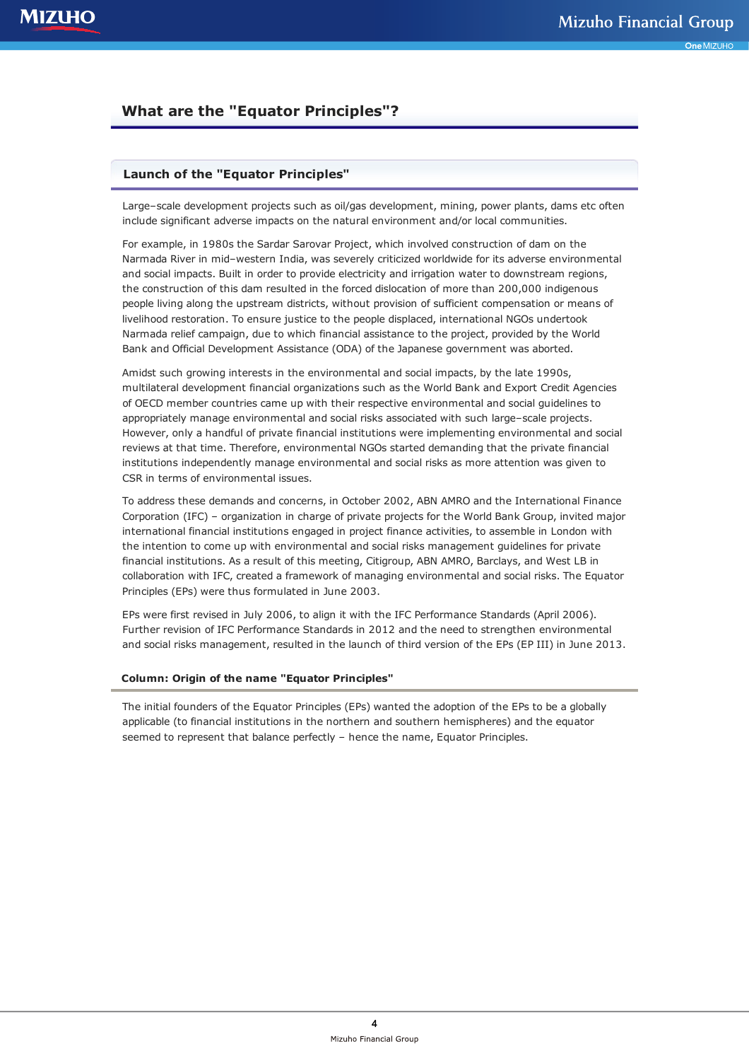## What are the "Equator Principles"?

### Launch of the "Equator Principles"

Large–scale development projects such as oil/gas development, mining, power plants, dams etc often include significant adverse impacts on the natural environment and/or local communities.

For example, in 1980s the Sardar Sarovar Project, which involved construction of dam on the Narmada River in mid–western India, was severely criticized worldwide for its adverse environmental and social impacts. Built in order to provide electricity and irrigation water to downstream regions, the construction of this dam resulted in the forced dislocation of more than 200,000 indigenous people living along the upstream districts, without provision of sufficient compensation or means of livelihood restoration. To ensure justice to the people displaced, international NGOs undertook Narmada relief campaign, due to which financial assistance to the project, provided by the World Bank and Official Development Assistance (ODA) of the Japanese government was aborted.

Amidst such growing interests in the environmental and social impacts, by the late 1990s, multilateral development financial organizations such as the World Bank and Export Credit Agencies of OECD member countries came up with their respective environmental and social guidelines to appropriately manage environmental and social risks associated with such large–scale projects. However, only a handful of private financial institutions were implementing environmental and social reviews at that time. Therefore, environmental NGOs started demanding that the private financial institutions independently manage environmental and social risks as more attention was given to CSR in terms of environmental issues.

To address these demands and concerns, in October 2002, ABN AMRO and the International Finance Corporation (IFC) – organization in charge of private projects for the World Bank Group, invited major international financial institutions engaged in project finance activities, to assemble in London with the intention to come up with environmental and social risks management guidelines for private financial institutions. As a result of this meeting, Citigroup, ABN AMRO, Barclays, and West LB in collaboration with IFC, created a framework of managing environmental and social risks. The Equator Principles (EPs) were thus formulated in June 2003.

EPs were first revised in July 2006, to align it with the IFC Performance Standards (April 2006). Further revision of IFC Performance Standards in 2012 and the need to strengthen environmental and social risks management, resulted in the launch of third version of the EPs (EP III) in June 2013.

#### Column: Origin of the name "Equator Principles"

The initial founders of the Equator Principles (EPs) wanted the adoption of the EPs to be a globally applicable (to financial institutions in the northern and southern hemispheres) and the equator seemed to represent that balance perfectly – hence the name, Equator Principles.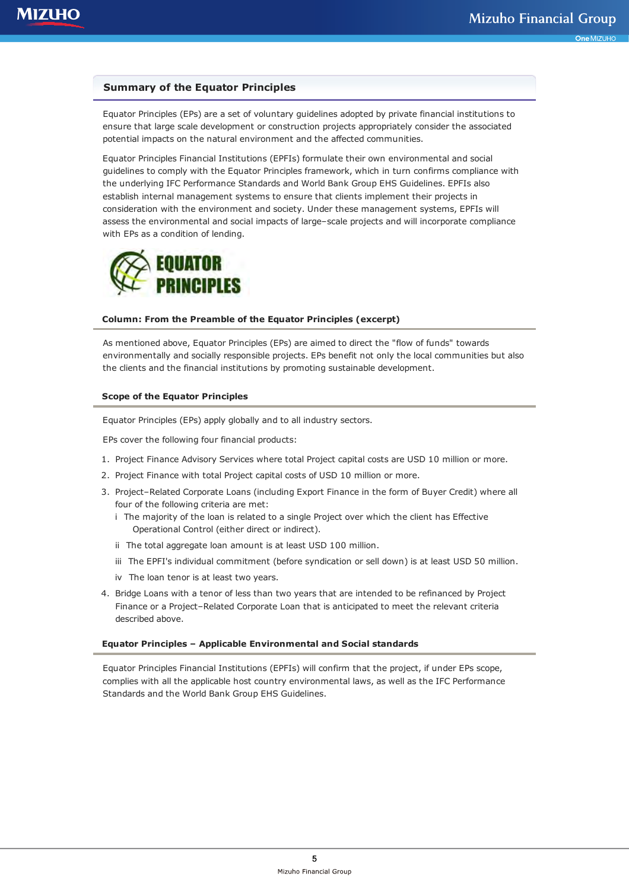## Summary of the Equator Principles

Equator Principles (EPs) are a set of voluntary guidelines adopted by private financial institutions to ensure that large scale development or construction projects appropriately consider the associated potential impacts on the natural environment and the affected communities.

Equator Principles Financial Institutions (EPFIs) formulate their own environmental and social guidelines to comply with the Equator Principles framework, which in turn confirms compliance with the underlying IFC Performance Standards and World Bank Group EHS Guidelines. EPFIs also establish internal management systems to ensure that clients implement their projects in consideration with the environment and society. Under these management systems, EPFIs will assess the environmental and social impacts of large–scale projects and will incorporate compliance with EPs as a condition of lending.

### Column: From the Preamble of the Equator Principles (excerpt)

As mentioned above, Equator Principles (EPs) are aimed to direct the "flow of funds" towards environmentally and socially responsible projects. EPs benefit not only the local communities but also the clients and the financial institutions by promoting sustainable development.

### Scope of the Equator Principles

Equator Principles (EPs) apply globally and to all industry sectors.

EPs cover the following four financial products:

1. Project Finance Advisory Services where total Project capital costs are USD 10 million or more.
2. Project Finance with total Project capital costs of USD 10 million or more.
3. Project–Related Corporate Loans (including Export Finance in the form of Buyer Credit) where all four of the following criteria are met:
   - i The majority of the loan is related to a single Project over which the client has Effective Operational Control (either direct or indirect).
   - ii The total aggregate loan amount is at least USD 100 million.
   - iii The EPFI's individual commitment (before syndication or sell down) is at least USD 50 million.
   - iv The loan tenor is at least two years.
4. Bridge Loans with a tenor of less than two years that are intended to be refinanced by Project Finance or a Project–Related Corporate Loan that is anticipated to meet the relevant criteria described above.

### Equator Principles – Applicable Environmental and Social standards

Equator Principles Financial Institutions (EPFIs) will confirm that the project, if under EPs scope, complies with all the applicable host country environmental laws, as well as the IFC Performance Standards and the World Bank Group EHS Guidelines.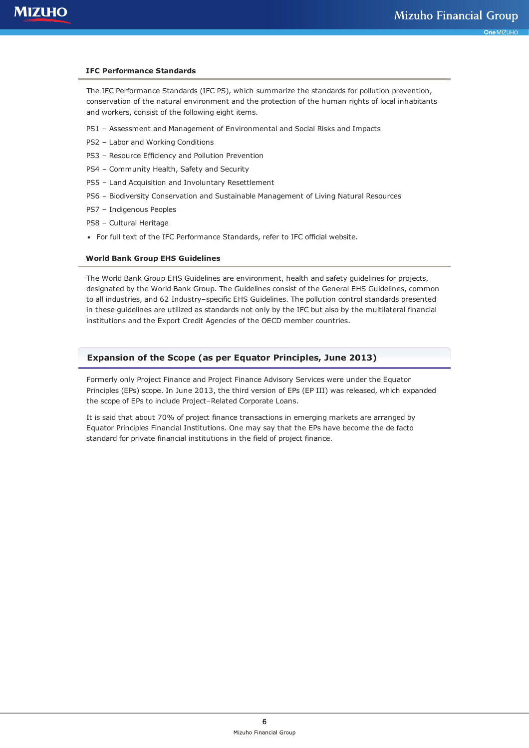### IFC Performance Standards

The IFC Performance Standards (IFC PS), which summarize the standards for pollution prevention, conservation of the natural environment and the protection of the human rights of local inhabitants and workers, consist of the following eight items.

PS1 – Assessment and Management of Environmental and Social Risks and Impacts

PS2 – Labor and Working Conditions

PS3 – Resource Efficiency and Pollution Prevention

PS4 – Community Health, Safety and Security

PS5 – Land Acquisition and Involuntary Resettlement

PS6 – Biodiversity Conservation and Sustainable Management of Living Natural Resources

PS7 – Indigenous Peoples

PS8 – Cultural Heritage

- For full text of the IFC Performance Standards, refer to IFC official website.

### World Bank Group EHS Guidelines

The World Bank Group EHS Guidelines are environment, health and safety guidelines for projects, designated by the World Bank Group. The Guidelines consist of the General EHS Guidelines, common to all industries, and 62 Industry–specific EHS Guidelines. The pollution control standards presented in these guidelines are utilized as standards not only by the IFC but also by the multilateral financial institutions and the Export Credit Agencies of the OECD member countries.

## Expansion of the Scope (as per Equator Principles, June 2013)

Formerly only Project Finance and Project Finance Advisory Services were under the Equator Principles (EPs) scope. In June 2013, the third version of EPs (EP III) was released, which expanded the scope of EPs to include Project–Related Corporate Loans.

It is said that about 70% of project finance transactions in emerging markets are arranged by Equator Principles Financial Institutions. One may say that the EPs have become the de facto standard for private financial institutions in the field of project finance.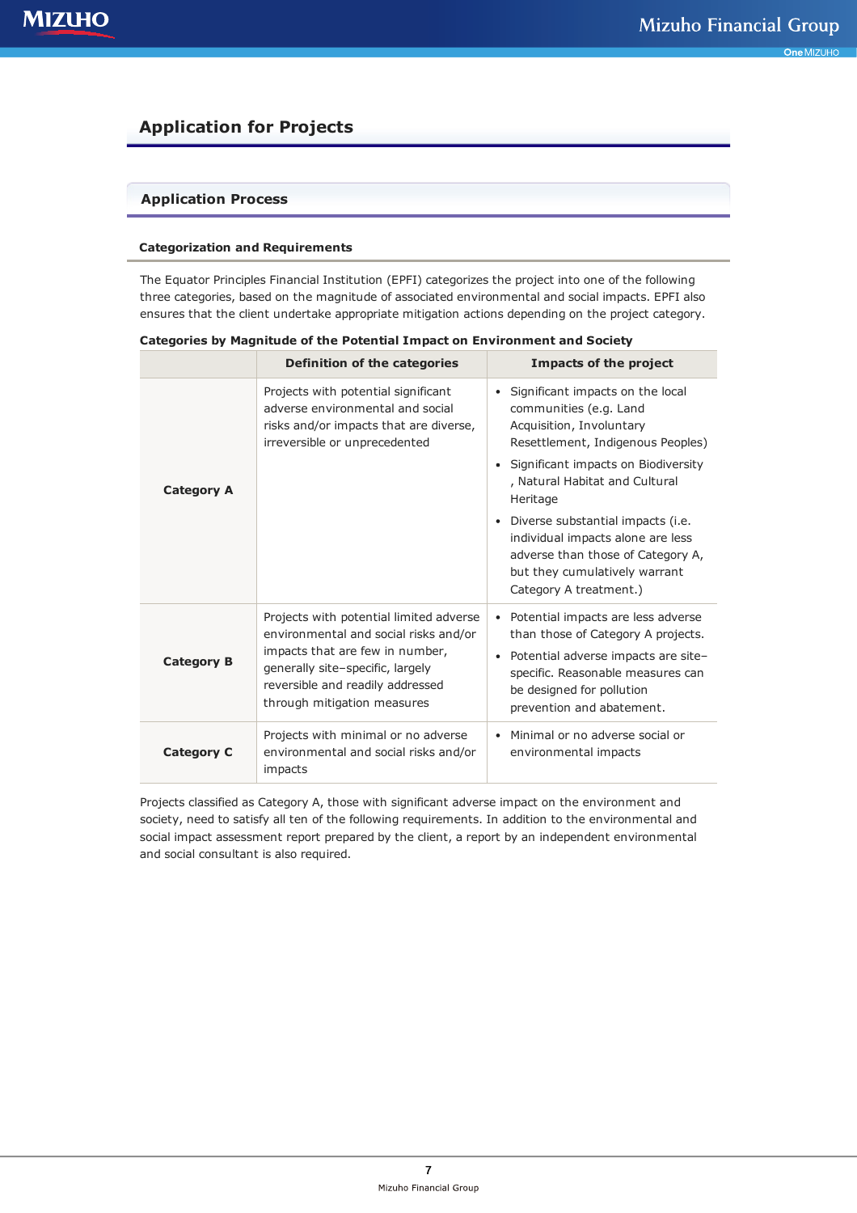## Application for Projects

### Application Process

#### Categorization and Requirements

The Equator Principles Financial Institution (EPFI) categorizes the project into one of the following three categories, based on the magnitude of associated environmental and social impacts. EPFI also ensures that the client undertake appropriate mitigation actions depending on the project category.

**Categories by Magnitude of the Potential Impact on Environment and Society**

| | Definition of the categories | Impacts of the project |
|---|---|---|
| **Category A** | Projects with potential significant adverse environmental and social risks and/or impacts that are diverse, irreversible or unprecedented | • Significant impacts on the local communities (e.g. Land Acquisition, Involuntary Resettlement, Indigenous Peoples)<br>• Significant impacts on Biodiversity , Natural Habitat and Cultural Heritage<br>• Diverse substantial impacts (i.e. individual impacts alone are less adverse than those of Category A, but they cumulatively warrant Category A treatment.) |
| **Category B** | Projects with potential limited adverse environmental and social risks and/or impacts that are few in number, generally site–specific, largely reversible and readily addressed through mitigation measures | • Potential impacts are less adverse than those of Category A projects.<br>• Potential adverse impacts are site–specific. Reasonable measures can be designed for pollution prevention and abatement. |
| **Category C** | Projects with minimal or no adverse environmental and social risks and/or impacts | • Minimal or no adverse social or environmental impacts |

Projects classified as Category A, those with significant adverse impact on the environment and society, need to satisfy all ten of the following requirements. In addition to the environmental and social impact assessment report prepared by the client, a report by an independent environmental and social consultant is also required.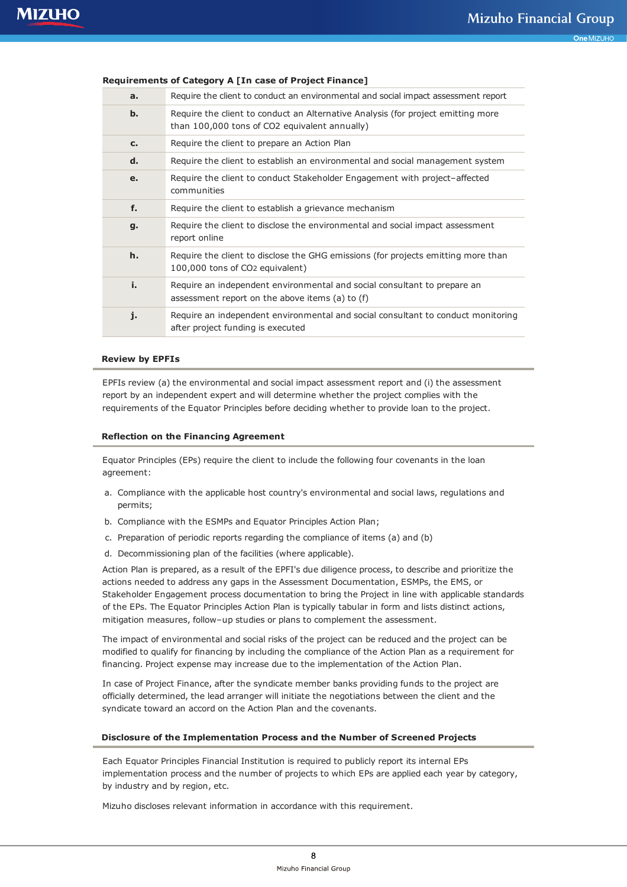**Requirements of Category A [In case of Project Finance]**

| | |
|---|---|
| **a.** | Require the client to conduct an environmental and social impact assessment report |
| **b.** | Require the client to conduct an Alternative Analysis (for project emitting more than 100,000 tons of CO2 equivalent annually) |
| **c.** | Require the client to prepare an Action Plan |
| **d.** | Require the client to establish an environmental and social management system |
| **e.** | Require the client to conduct Stakeholder Engagement with project–affected communities |
| **f.** | Require the client to establish a grievance mechanism |
| **g.** | Require the client to disclose the environmental and social impact assessment report online |
| **h.** | Require the client to disclose the GHG emissions (for projects emitting more than 100,000 tons of $CO_2$ equivalent) |
| **i.** | Require an independent environmental and social consultant to prepare an assessment report on the above items (a) to (f) |
| **j.** | Require an independent environmental and social consultant to conduct monitoring after project funding is executed |

## Review by EPFIs

EPFIs review (a) the environmental and social impact assessment report and (i) the assessment report by an independent expert and will determine whether the project complies with the requirements of the Equator Principles before deciding whether to provide loan to the project.

## Reflection on the Financing Agreement

Equator Principles (EPs) require the client to include the following four covenants in the loan agreement:

a. Compliance with the applicable host country's environmental and social laws, regulations and permits;
b. Compliance with the ESMPs and Equator Principles Action Plan;
c. Preparation of periodic reports regarding the compliance of items (a) and (b)
d. Decommissioning plan of the facilities (where applicable).

Action Plan is prepared, as a result of the EPFI's due diligence process, to describe and prioritize the actions needed to address any gaps in the Assessment Documentation, ESMPs, the EMS, or Stakeholder Engagement process documentation to bring the Project in line with applicable standards of the EPs. The Equator Principles Action Plan is typically tabular in form and lists distinct actions, mitigation measures, follow–up studies or plans to complement the assessment.

The impact of environmental and social risks of the project can be reduced and the project can be modified to qualify for financing by including the compliance of the Action Plan as a requirement for financing. Project expense may increase due to the implementation of the Action Plan.

In case of Project Finance, after the syndicate member banks providing funds to the project are officially determined, the lead arranger will initiate the negotiations between the client and the syndicate toward an accord on the Action Plan and the covenants.

## Disclosure of the Implementation Process and the Number of Screened Projects

Each Equator Principles Financial Institution is required to publicly report its internal EPs implementation process and the number of projects to which EPs are applied each year by category, by industry and by region, etc.

Mizuho discloses relevant information in accordance with this requirement.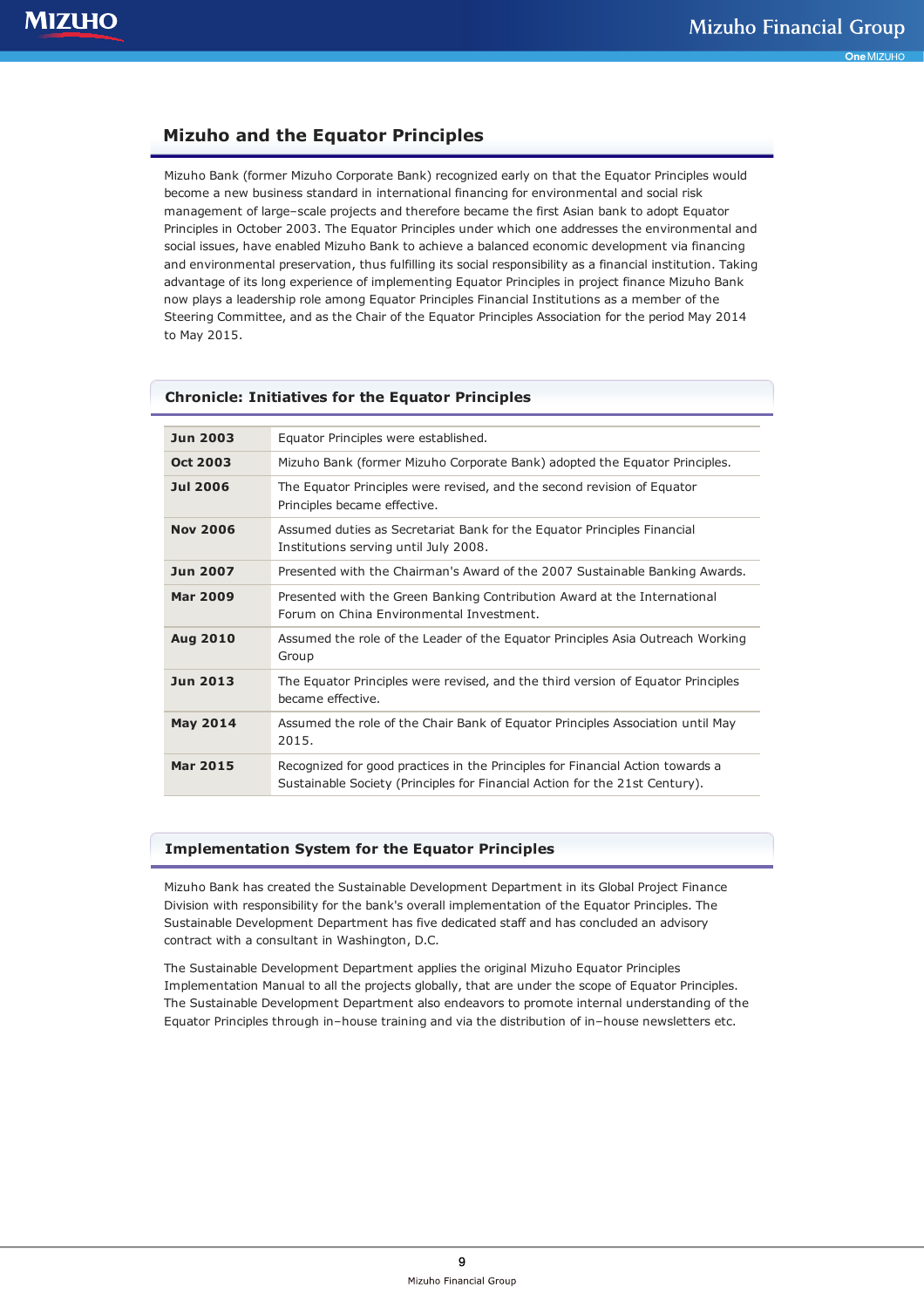## Mizuho and the Equator Principles

Mizuho Bank (former Mizuho Corporate Bank) recognized early on that the Equator Principles would become a new business standard in international financing for environmental and social risk management of large–scale projects and therefore became the first Asian bank to adopt Equator Principles in October 2003. The Equator Principles under which one addresses the environmental and social issues, have enabled Mizuho Bank to achieve a balanced economic development via financing and environmental preservation, thus fulfilling its social responsibility as a financial institution. Taking advantage of its long experience of implementing Equator Principles in project finance Mizuho Bank now plays a leadership role among Equator Principles Financial Institutions as a member of the Steering Committee, and as the Chair of the Equator Principles Association for the period May 2014 to May 2015.

### Chronicle: Initiatives for the Equator Principles

| | |
|---|---|
| **Jun 2003** | Equator Principles were established. |
| **Oct 2003** | Mizuho Bank (former Mizuho Corporate Bank) adopted the Equator Principles. |
| **Jul 2006** | The Equator Principles were revised, and the second revision of Equator Principles became effective. |
| **Nov 2006** | Assumed duties as Secretariat Bank for the Equator Principles Financial Institutions serving until July 2008. |
| **Jun 2007** | Presented with the Chairman's Award of the 2007 Sustainable Banking Awards. |
| **Mar 2009** | Presented with the Green Banking Contribution Award at the International Forum on China Environmental Investment. |
| **Aug 2010** | Assumed the role of the Leader of the Equator Principles Asia Outreach Working Group |
| **Jun 2013** | The Equator Principles were revised, and the third version of Equator Principles became effective. |
| **May 2014** | Assumed the role of the Chair Bank of Equator Principles Association until May 2015. |
| **Mar 2015** | Recognized for good practices in the Principles for Financial Action towards a Sustainable Society (Principles for Financial Action for the 21st Century). |

### Implementation System for the Equator Principles

Mizuho Bank has created the Sustainable Development Department in its Global Project Finance Division with responsibility for the bank's overall implementation of the Equator Principles. The Sustainable Development Department has five dedicated staff and has concluded an advisory contract with a consultant in Washington, D.C.

The Sustainable Development Department applies the original Mizuho Equator Principles Implementation Manual to all the projects globally, that are under the scope of Equator Principles. The Sustainable Development Department also endeavors to promote internal understanding of the Equator Principles through in–house training and via the distribution of in–house newsletters etc.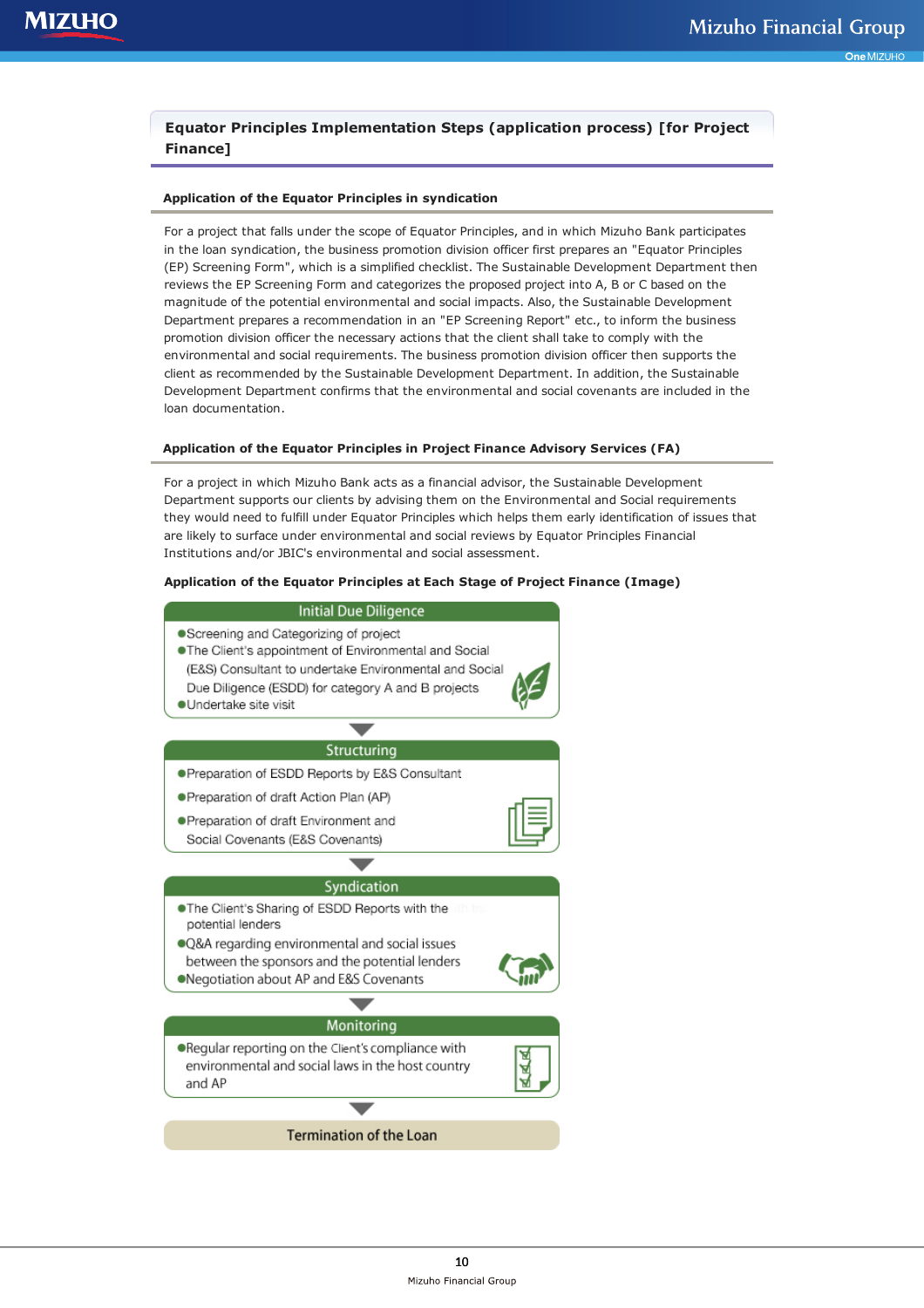## Equator Principles Implementation Steps (application process) [for Project Finance]

### Application of the Equator Principles in syndication

For a project that falls under the scope of Equator Principles, and in which Mizuho Bank participates in the loan syndication, the business promotion division officer first prepares an "Equator Principles (EP) Screening Form", which is a simplified checklist. The Sustainable Development Department then reviews the EP Screening Form and categorizes the proposed project into A, B or C based on the magnitude of the potential environmental and social impacts. Also, the Sustainable Development Department prepares a recommendation in an "EP Screening Report" etc., to inform the business promotion division officer the necessary actions that the client shall take to comply with the environmental and social requirements. The business promotion division officer then supports the client as recommended by the Sustainable Development Department. In addition, the Sustainable Development Department confirms that the environmental and social covenants are included in the loan documentation.

### Application of the Equator Principles in Project Finance Advisory Services (FA)

For a project in which Mizuho Bank acts as a financial advisor, the Sustainable Development Department supports our clients by advising them on the Environmental and Social requirements they would need to fulfill under Equator Principles which helps them early identification of issues that are likely to surface under environmental and social reviews by Equator Principles Financial Institutions and/or JBIC's environmental and social assessment.

**Application of the Equator Principles at Each Stage of Project Finance (Image)**

**Initial Due Diligence**
- Screening and Categorizing of project
- The Client's appointment of Environmental and Social (E&S) Consultant to undertake Environmental and Social Due Diligence (ESDD) for category A and B projects
- Undertake site visit

↓

**Structuring**
- Preparation of ESDD Reports by E&S Consultant
- Preparation of draft Action Plan (AP)
- Preparation of draft Environment and Social Covenants (E&S Covenants)

↓

**Syndication**
- The Client's Sharing of ESDD Reports with the potential lenders
- Q&A regarding environmental and social issues between the sponsors and the potential lenders
- Negotiation about AP and E&S Covenants

↓

**Monitoring**
- Regular reporting on the Client's compliance with environmental and social laws in the host country and AP

↓

**Termination of the Loan**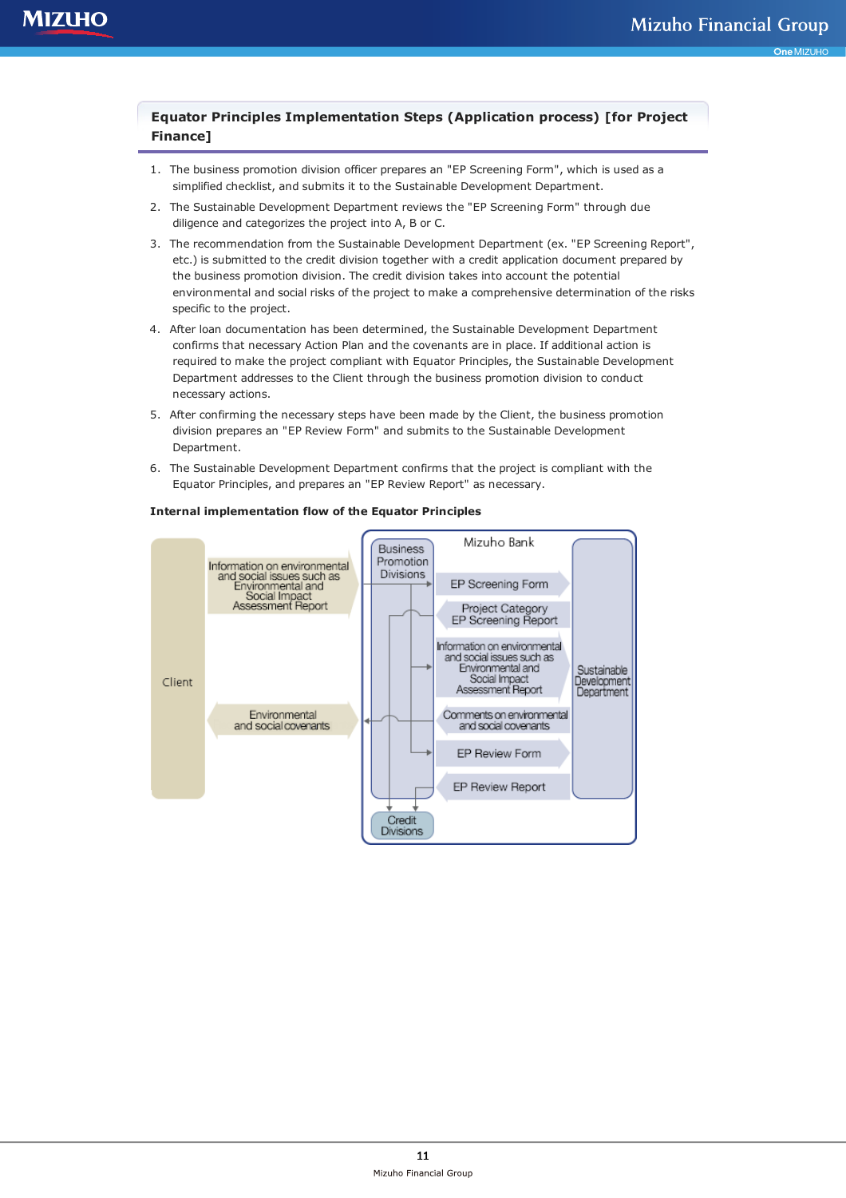### Equator Principles Implementation Steps (Application process) [for Project Finance]

1. The business promotion division officer prepares an "EP Screening Form", which is used as a simplified checklist, and submits it to the Sustainable Development Department.
2. The Sustainable Development Department reviews the "EP Screening Form" through due diligence and categorizes the project into A, B or C.
3. The recommendation from the Sustainable Development Department (ex. "EP Screening Report", etc.) is submitted to the credit division together with a credit application document prepared by the business promotion division. The credit division takes into account the potential environmental and social risks of the project to make a comprehensive determination of the risks specific to the project.
4. After loan documentation has been determined, the Sustainable Development Department confirms that necessary Action Plan and the covenants are in place. If additional action is required to make the project compliant with Equator Principles, the Sustainable Development Department addresses to the Client through the business promotion division to conduct necessary actions.
5. After confirming the necessary steps have been made by the Client, the business promotion division prepares an "EP Review Form" and submits to the Sustainable Development Department.
6. The Sustainable Development Department confirms that the project is compliant with the Equator Principles, and prepares an "EP Review Report" as necessary.

**Internal implementation flow of the Equator Principles**

Client

Information on environmental and social issues such as Environmental and Social Impact Assessment Report

Environmental and social covenants

Mizuho Bank

Business Promotion Divisions

EP Screening Form

Project Category EP Screening Report

Information on environmental and social issues such as Environmental and Social Impact Assessment Report

Comments on environmental and social covenants

EP Review Form

EP Review Report

Sustainable Development Department

Credit Divisions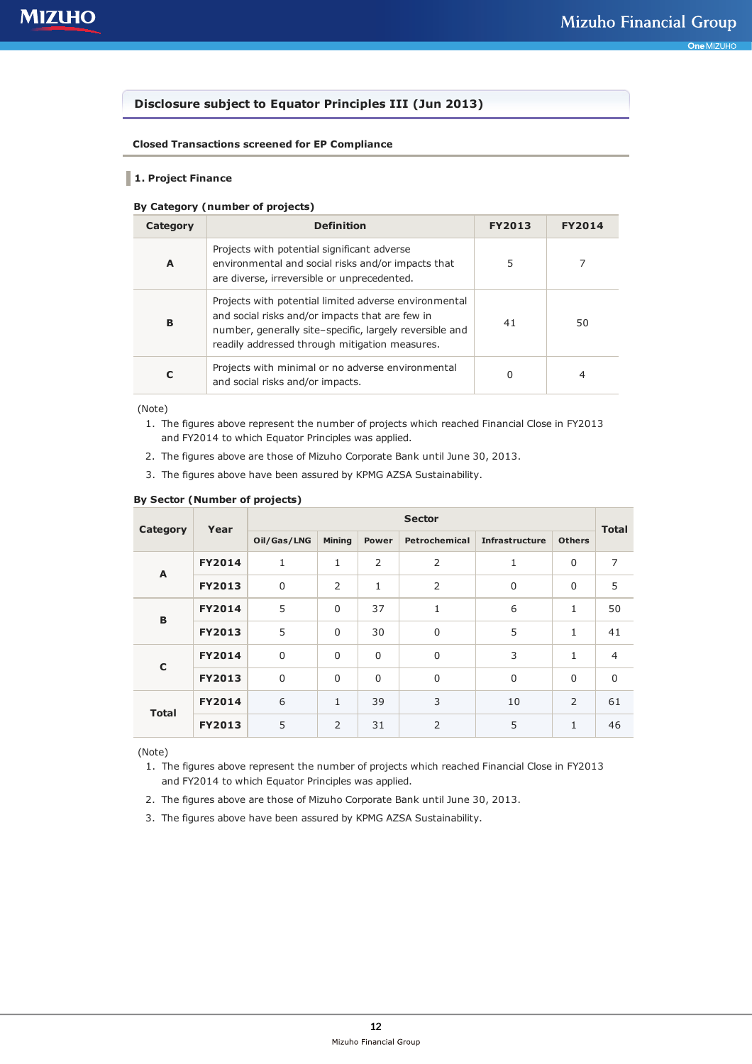## Disclosure subject to Equator Principles III (Jun 2013)

### Closed Transactions screened for EP Compliance

#### 1. Project Finance

**By Category (number of projects)**

| Category | Definition | FY2013 | FY2014 |
|---|---|---|---|
| **A** | Projects with potential significant adverse environmental and social risks and/or impacts that are diverse, irreversible or unprecedented. | 5 | 7 |
| **B** | Projects with potential limited adverse environmental and social risks and/or impacts that are few in number, generally site–specific, largely reversible and readily addressed through mitigation measures. | 41 | 50 |
| **C** | Projects with minimal or no adverse environmental and social risks and/or impacts. | 0 | 4 |

(Note)

1. The figures above represent the number of projects which reached Financial Close in FY2013 and FY2014 to which Equator Principles was applied.
2. The figures above are those of Mizuho Corporate Bank until June 30, 2013.
3. The figures above have been assured by KPMG AZSA Sustainability.

**By Sector (Number of projects)**

| Category | Year | Sector | | | | | | Total |
|---|---|---|---|---|---|---|---|---|
| | | Oil/Gas/LNG | Mining | Power | Petrochemical | Infrastructure | Others | |
| **A** | **FY2014** | 1 | 1 | 2 | 2 | 1 | 0 | 7 |
| | **FY2013** | 0 | 2 | 1 | 2 | 0 | 0 | 5 |
| **B** | **FY2014** | 5 | 0 | 37 | 1 | 6 | 1 | 50 |
| | **FY2013** | 5 | 0 | 30 | 0 | 5 | 1 | 41 |
| **C** | **FY2014** | 0 | 0 | 0 | 0 | 3 | 1 | 4 |
| | **FY2013** | 0 | 0 | 0 | 0 | 0 | 0 | 0 |
| **Total** | **FY2014** | 6 | 1 | 39 | 3 | 10 | 2 | 61 |
| | **FY2013** | 5 | 2 | 31 | 2 | 5 | 1 | 46 |

(Note)

1. The figures above represent the number of projects which reached Financial Close in FY2013 and FY2014 to which Equator Principles was applied.
2. The figures above are those of Mizuho Corporate Bank until June 30, 2013.
3. The figures above have been assured by KPMG AZSA Sustainability.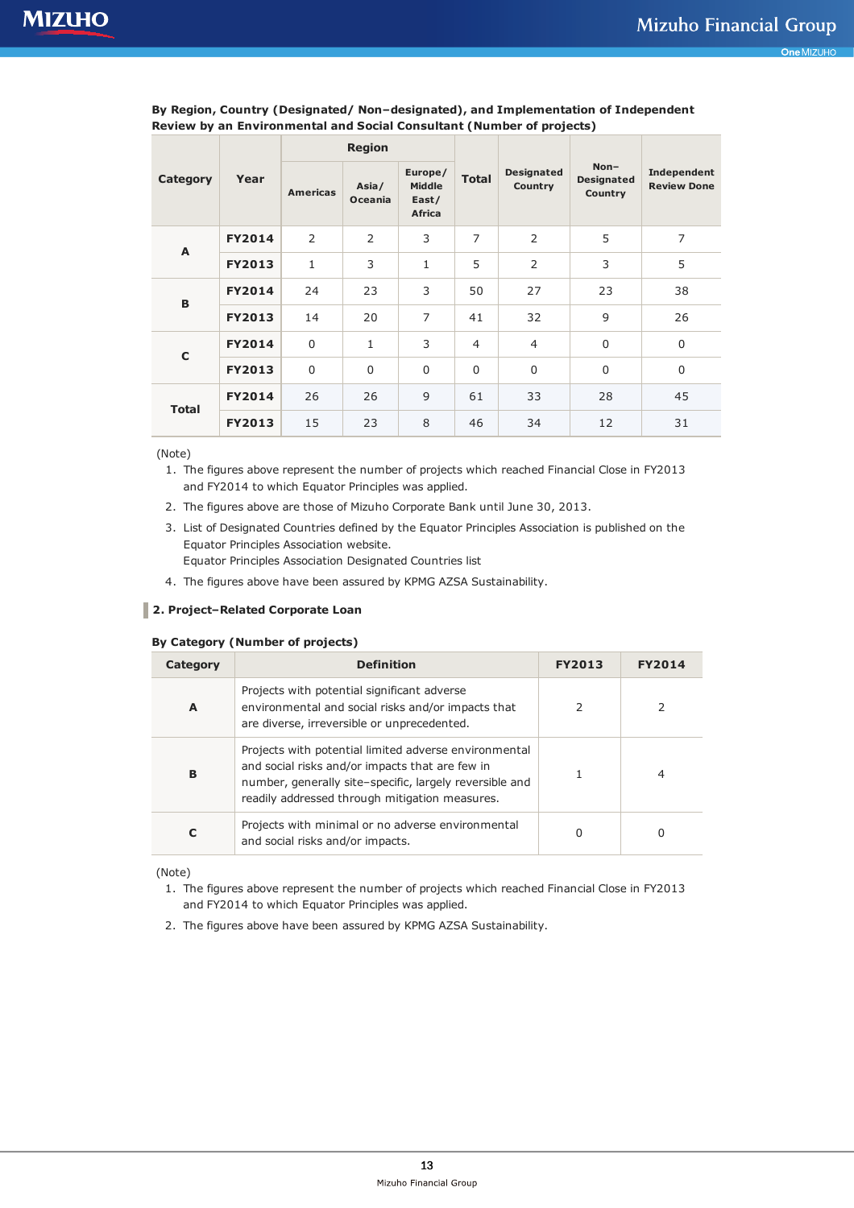**By Region, Country (Designated/ Non–designated), and Implementation of Independent Review by an Environmental and Social Consultant (Number of projects)**

| Category | Year | Region | | | Total | Designated Country | Non–Designated Country | Independent Review Done |
|---|---|---|---|---|---|---|---|---|
| | | Americas | Asia/ Oceania | Europe/ Middle East/ Africa | | | | |
| A | FY2014 | 2 | 2 | 3 | 7 | 2 | 5 | 7 |
| | FY2013 | 1 | 3 | 1 | 5 | 2 | 3 | 5 |
| B | FY2014 | 24 | 23 | 3 | 50 | 27 | 23 | 38 |
| | FY2013 | 14 | 20 | 7 | 41 | 32 | 9 | 26 |
| C | FY2014 | 0 | 1 | 3 | 4 | 4 | 0 | 0 |
| | FY2013 | 0 | 0 | 0 | 0 | 0 | 0 | 0 |
| Total | FY2014 | 26 | 26 | 9 | 61 | 33 | 28 | 45 |
| | FY2013 | 15 | 23 | 8 | 46 | 34 | 12 | 31 |

(Note)

1. The figures above represent the number of projects which reached Financial Close in FY2013 and FY2014 to which Equator Principles was applied.
2. The figures above are those of Mizuho Corporate Bank until June 30, 2013.
3. List of Designated Countries defined by the Equator Principles Association is published on the Equator Principles Association website.
   Equator Principles Association Designated Countries list
4. The figures above have been assured by KPMG AZSA Sustainability.

## 2. Project–Related Corporate Loan

**By Category (Number of projects)**

| Category | Definition | FY2013 | FY2014 |
|---|---|---|---|
| A | Projects with potential significant adverse environmental and social risks and/or impacts that are diverse, irreversible or unprecedented. | 2 | 2 |
| B | Projects with potential limited adverse environmental and social risks and/or impacts that are few in number, generally site–specific, largely reversible and readily addressed through mitigation measures. | 1 | 4 |
| C | Projects with minimal or no adverse environmental and social risks and/or impacts. | 0 | 0 |

(Note)

1. The figures above represent the number of projects which reached Financial Close in FY2013 and FY2014 to which Equator Principles was applied.
2. The figures above have been assured by KPMG AZSA Sustainability.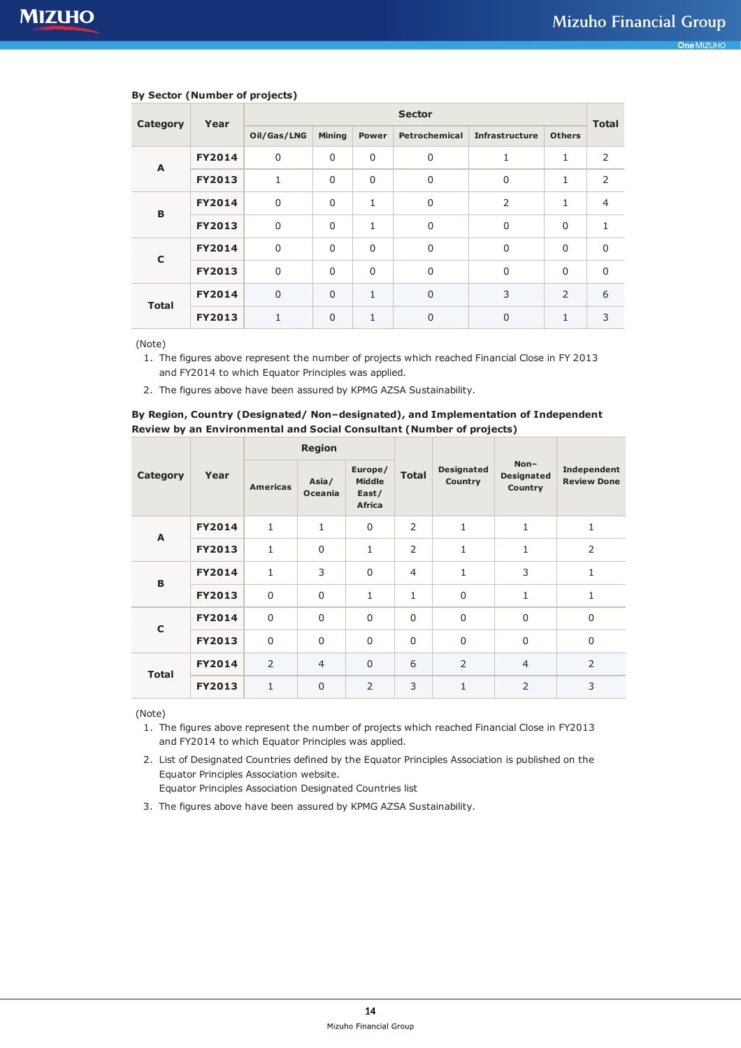**By Sector (Number of projects)**

| Category | Year | Sector | | | | | | Total |
|---|---|---|---|---|---|---|---|---|
| | | Oil/Gas/LNG | Mining | Power | Petrochemical | Infrastructure | Others | |
| A | FY2014 | 0 | 0 | 0 | 0 | 1 | 1 | 2 |
| | FY2013 | 1 | 0 | 0 | 0 | 0 | 1 | 2 |
| B | FY2014 | 0 | 0 | 1 | 0 | 2 | 1 | 4 |
| | FY2013 | 0 | 0 | 1 | 0 | 0 | 0 | 1 |
| C | FY2014 | 0 | 0 | 0 | 0 | 0 | 0 | 0 |
| | FY2013 | 0 | 0 | 0 | 0 | 0 | 0 | 0 |
| Total | FY2014 | 0 | 0 | 1 | 0 | 3 | 2 | 6 |
| | FY2013 | 1 | 0 | 1 | 0 | 0 | 1 | 3 |

(Note)

1. The figures above represent the number of projects which reached Financial Close in FY 2013 and FY2014 to which Equator Principles was applied.
2. The figures above have been assured by KPMG AZSA Sustainability.

**By Region, Country (Designated/ Non–designated), and Implementation of Independent Review by an Environmental and Social Consultant (Number of projects)**

| Category | Year | Region | | | Total | Designated Country | Non–Designated Country | Independent Review Done |
|---|---|---|---|---|---|---|---|---|
| | | Americas | Asia/ Oceania | Europe/ Middle East/ Africa | | | | |
| A | FY2014 | 1 | 1 | 0 | 2 | 1 | 1 | 1 |
| | FY2013 | 1 | 0 | 1 | 2 | 1 | 1 | 2 |
| B | FY2014 | 1 | 3 | 0 | 4 | 1 | 3 | 1 |
| | FY2013 | 0 | 0 | 1 | 1 | 0 | 1 | 1 |
| C | FY2014 | 0 | 0 | 0 | 0 | 0 | 0 | 0 |
| | FY2013 | 0 | 0 | 0 | 0 | 0 | 0 | 0 |
| Total | FY2014 | 2 | 4 | 0 | 6 | 2 | 4 | 2 |
| | FY2013 | 1 | 0 | 2 | 3 | 1 | 2 | 3 |

(Note)

1. The figures above represent the number of projects which reached Financial Close in FY2013 and FY2014 to which Equator Principles was applied.
2. List of Designated Countries defined by the Equator Principles Association is published on the Equator Principles Association website.
   Equator Principles Association Designated Countries list
3. The figures above have been assured by KPMG AZSA Sustainability.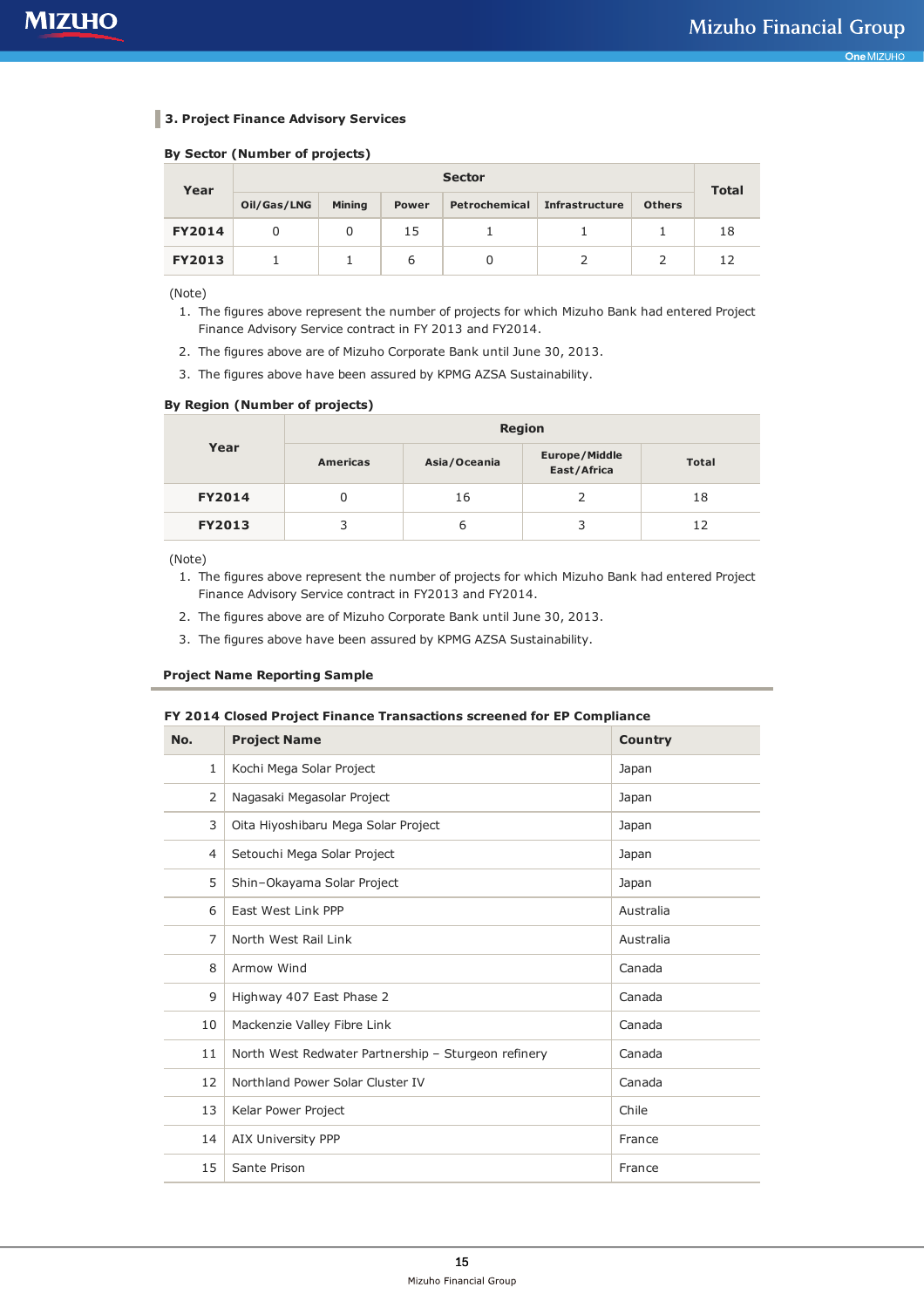## 3. Project Finance Advisory Services

### By Sector (Number of projects)

| Year | Sector | | | | | | Total |
|---|---|---|---|---|---|---|---|
| | Oil/Gas/LNG | Mining | Power | Petrochemical | Infrastructure | Others | |
| **FY2014** | 0 | 0 | 15 | 1 | 1 | 1 | 18 |
| **FY2013** | 1 | 1 | 6 | 0 | 2 | 2 | 12 |

(Note)

1. The figures above represent the number of projects for which Mizuho Bank had entered Project Finance Advisory Service contract in FY 2013 and FY2014.
2. The figures above are of Mizuho Corporate Bank until June 30, 2013.
3. The figures above have been assured by KPMG AZSA Sustainability.

### By Region (Number of projects)

| Year | Region | | | |
|---|---|---|---|---|
| | Americas | Asia/Oceania | Europe/Middle East/Africa | Total |
| **FY2014** | 0 | 16 | 2 | 18 |
| **FY2013** | 3 | 6 | 3 | 12 |

(Note)

1. The figures above represent the number of projects for which Mizuho Bank had entered Project Finance Advisory Service contract in FY2013 and FY2014.
2. The figures above are of Mizuho Corporate Bank until June 30, 2013.
3. The figures above have been assured by KPMG AZSA Sustainability.

### Project Name Reporting Sample

**FY 2014 Closed Project Finance Transactions screened for EP Compliance**

| No. | Project Name | Country |
|---|---|---|
| 1 | Kochi Mega Solar Project | Japan |
| 2 | Nagasaki Megasolar Project | Japan |
| 3 | Oita Hiyoshibaru Mega Solar Project | Japan |
| 4 | Setouchi Mega Solar Project | Japan |
| 5 | Shin–Okayama Solar Project | Japan |
| 6 | East West Link PPP | Australia |
| 7 | North West Rail Link | Australia |
| 8 | Armow Wind | Canada |
| 9 | Highway 407 East Phase 2 | Canada |
| 10 | Mackenzie Valley Fibre Link | Canada |
| 11 | North West Redwater Partnership – Sturgeon refinery | Canada |
| 12 | Northland Power Solar Cluster IV | Canada |
| 13 | Kelar Power Project | Chile |
| 14 | AIX University PPP | France |
| 15 | Sante Prison | France |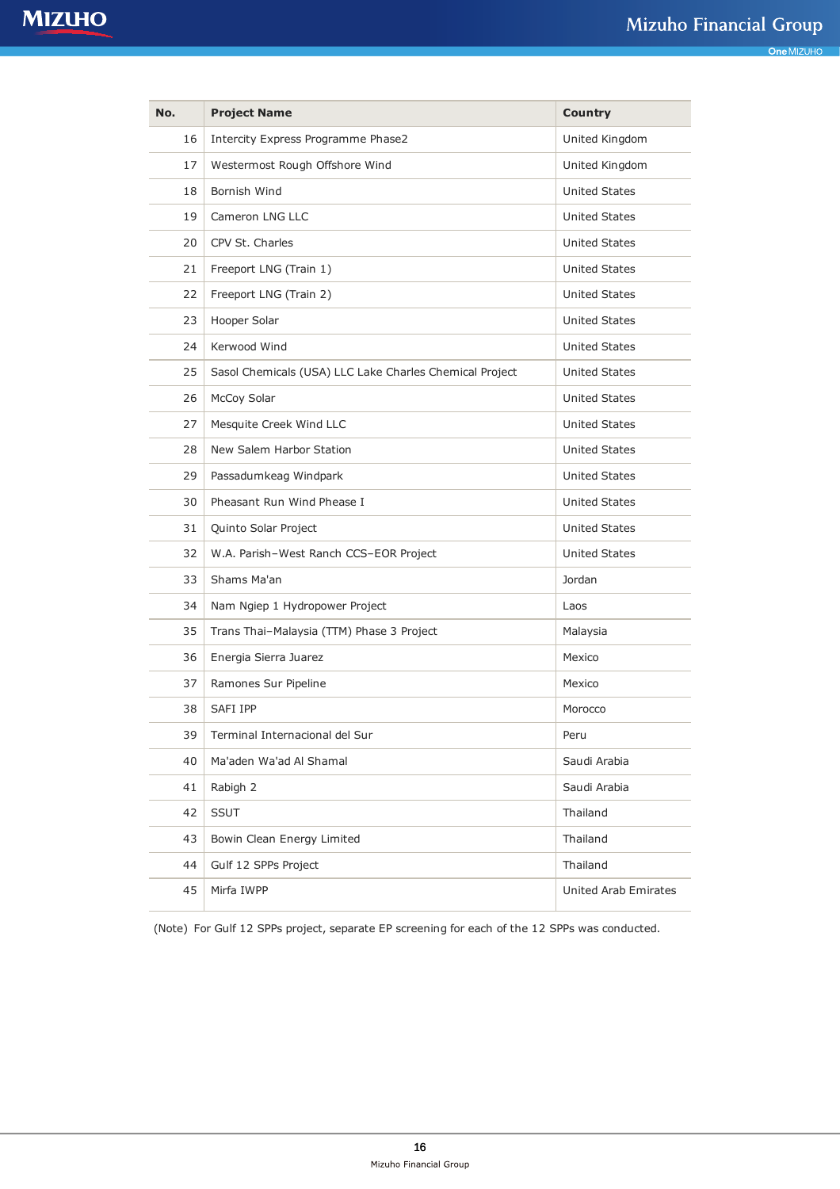| No. | Project Name | Country |
|---|---|---|
| 16 | Intercity Express Programme Phase2 | United Kingdom |
| 17 | Westermost Rough Offshore Wind | United Kingdom |
| 18 | Bornish Wind | United States |
| 19 | Cameron LNG LLC | United States |
| 20 | CPV St. Charles | United States |
| 21 | Freeport LNG (Train 1) | United States |
| 22 | Freeport LNG (Train 2) | United States |
| 23 | Hooper Solar | United States |
| 24 | Kerwood Wind | United States |
| 25 | Sasol Chemicals (USA) LLC Lake Charles Chemical Project | United States |
| 26 | McCoy Solar | United States |
| 27 | Mesquite Creek Wind LLC | United States |
| 28 | New Salem Harbor Station | United States |
| 29 | Passadumkeag Windpark | United States |
| 30 | Pheasant Run Wind Phease I | United States |
| 31 | Quinto Solar Project | United States |
| 32 | W.A. Parish–West Ranch CCS–EOR Project | United States |
| 33 | Shams Ma'an | Jordan |
| 34 | Nam Ngiep 1 Hydropower Project | Laos |
| 35 | Trans Thai–Malaysia (TTM) Phase 3 Project | Malaysia |
| 36 | Energia Sierra Juarez | Mexico |
| 37 | Ramones Sur Pipeline | Mexico |
| 38 | SAFI IPP | Morocco |
| 39 | Terminal Internacional del Sur | Peru |
| 40 | Ma'aden Wa'ad Al Shamal | Saudi Arabia |
| 41 | Rabigh 2 | Saudi Arabia |
| 42 | SSUT | Thailand |
| 43 | Bowin Clean Energy Limited | Thailand |
| 44 | Gulf 12 SPPs Project | Thailand |
| 45 | Mirfa IWPP | United Arab Emirates |

(Note) For Gulf 12 SPPs project, separate EP screening for each of the 12 SPPs was conducted.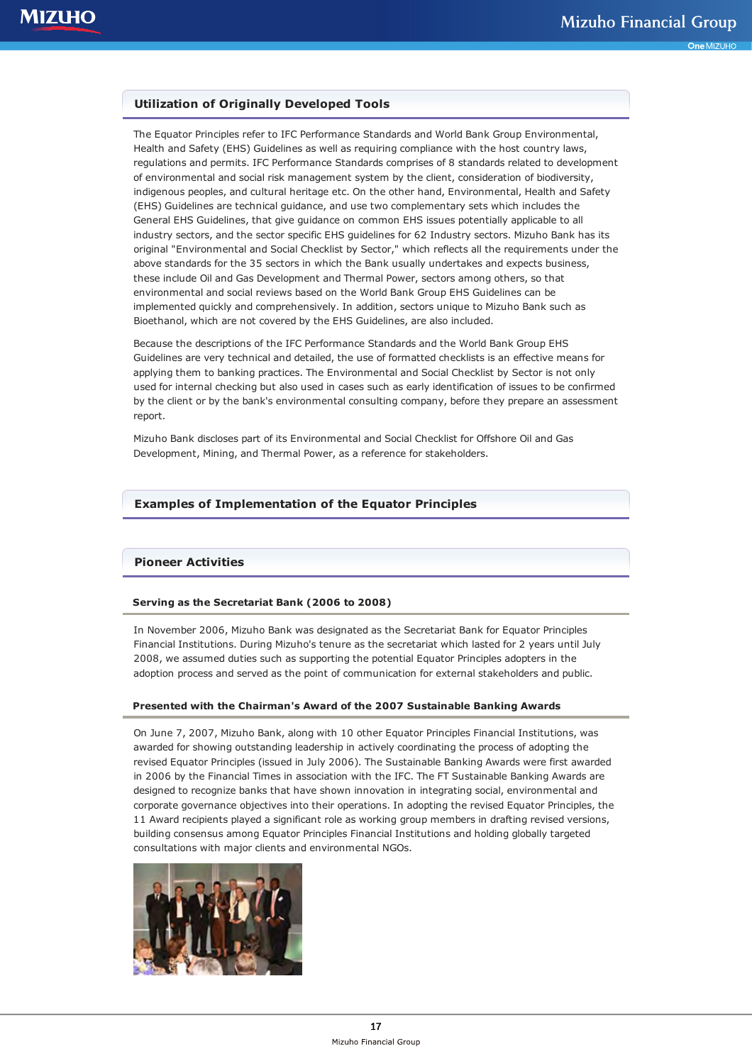## Utilization of Originally Developed Tools

The Equator Principles refer to IFC Performance Standards and World Bank Group Environmental, Health and Safety (EHS) Guidelines as well as requiring compliance with the host country laws, regulations and permits. IFC Performance Standards comprises of 8 standards related to development of environmental and social risk management system by the client, consideration of biodiversity, indigenous peoples, and cultural heritage etc. On the other hand, Environmental, Health and Safety (EHS) Guidelines are technical guidance, and use two complementary sets which includes the General EHS Guidelines, that give guidance on common EHS issues potentially applicable to all industry sectors, and the sector specific EHS guidelines for 62 Industry sectors. Mizuho Bank has its original "Environmental and Social Checklist by Sector," which reflects all the requirements under the above standards for the 35 sectors in which the Bank usually undertakes and expects business, these include Oil and Gas Development and Thermal Power, sectors among others, so that environmental and social reviews based on the World Bank Group EHS Guidelines can be implemented quickly and comprehensively. In addition, sectors unique to Mizuho Bank such as Bioethanol, which are not covered by the EHS Guidelines, are also included.

Because the descriptions of the IFC Performance Standards and the World Bank Group EHS Guidelines are very technical and detailed, the use of formatted checklists is an effective means for applying them to banking practices. The Environmental and Social Checklist by Sector is not only used for internal checking but also used in cases such as early identification of issues to be confirmed by the client or by the bank's environmental consulting company, before they prepare an assessment report.

Mizuho Bank discloses part of its Environmental and Social Checklist for Offshore Oil and Gas Development, Mining, and Thermal Power, as a reference for stakeholders.

## Examples of Implementation of the Equator Principles

## Pioneer Activities

### Serving as the Secretariat Bank (2006 to 2008)

In November 2006, Mizuho Bank was designated as the Secretariat Bank for Equator Principles Financial Institutions. During Mizuho's tenure as the secretariat which lasted for 2 years until July 2008, we assumed duties such as supporting the potential Equator Principles adopters in the adoption process and served as the point of communication for external stakeholders and public.

### Presented with the Chairman's Award of the 2007 Sustainable Banking Awards

On June 7, 2007, Mizuho Bank, along with 10 other Equator Principles Financial Institutions, was awarded for showing outstanding leadership in actively coordinating the process of adopting the revised Equator Principles (issued in July 2006). The Sustainable Banking Awards were first awarded in 2006 by the Financial Times in association with the IFC. The FT Sustainable Banking Awards are designed to recognize banks that have shown innovation in integrating social, environmental and corporate governance objectives into their operations. In adopting the revised Equator Principles, the 11 Award recipients played a significant role as working group members in drafting revised versions, building consensus among Equator Principles Financial Institutions and holding globally targeted consultations with major clients and environmental NGOs.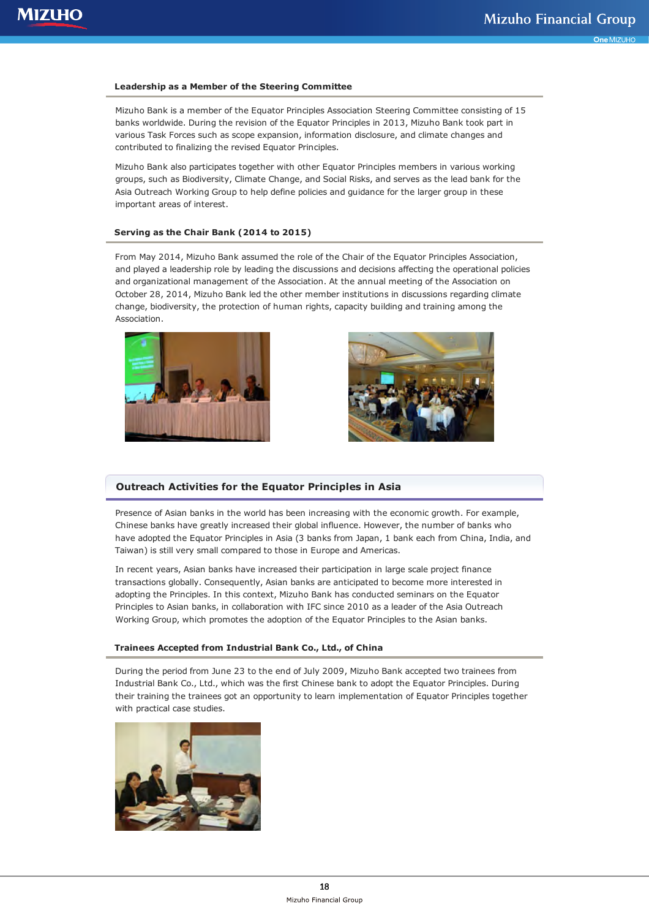### Leadership as a Member of the Steering Committee

Mizuho Bank is a member of the Equator Principles Association Steering Committee consisting of 15 banks worldwide. During the revision of the Equator Principles in 2013, Mizuho Bank took part in various Task Forces such as scope expansion, information disclosure, and climate changes and contributed to finalizing the revised Equator Principles.

Mizuho Bank also participates together with other Equator Principles members in various working groups, such as Biodiversity, Climate Change, and Social Risks, and serves as the lead bank for the Asia Outreach Working Group to help define policies and guidance for the larger group in these important areas of interest.

### Serving as the Chair Bank (2014 to 2015)

From May 2014, Mizuho Bank assumed the role of the Chair of the Equator Principles Association, and played a leadership role by leading the discussions and decisions affecting the operational policies and organizational management of the Association. At the annual meeting of the Association on October 28, 2014, Mizuho Bank led the other member institutions in discussions regarding climate change, biodiversity, the protection of human rights, capacity building and training among the Association.

## Outreach Activities for the Equator Principles in Asia

Presence of Asian banks in the world has been increasing with the economic growth. For example, Chinese banks have greatly increased their global influence. However, the number of banks who have adopted the Equator Principles in Asia (3 banks from Japan, 1 bank each from China, India, and Taiwan) is still very small compared to those in Europe and Americas.

In recent years, Asian banks have increased their participation in large scale project finance transactions globally. Consequently, Asian banks are anticipated to become more interested in adopting the Principles. In this context, Mizuho Bank has conducted seminars on the Equator Principles to Asian banks, in collaboration with IFC since 2010 as a leader of the Asia Outreach Working Group, which promotes the adoption of the Equator Principles to the Asian banks.

### Trainees Accepted from Industrial Bank Co., Ltd., of China

During the period from June 23 to the end of July 2009, Mizuho Bank accepted two trainees from Industrial Bank Co., Ltd., which was the first Chinese bank to adopt the Equator Principles. During their training the trainees got an opportunity to learn implementation of Equator Principles together with practical case studies.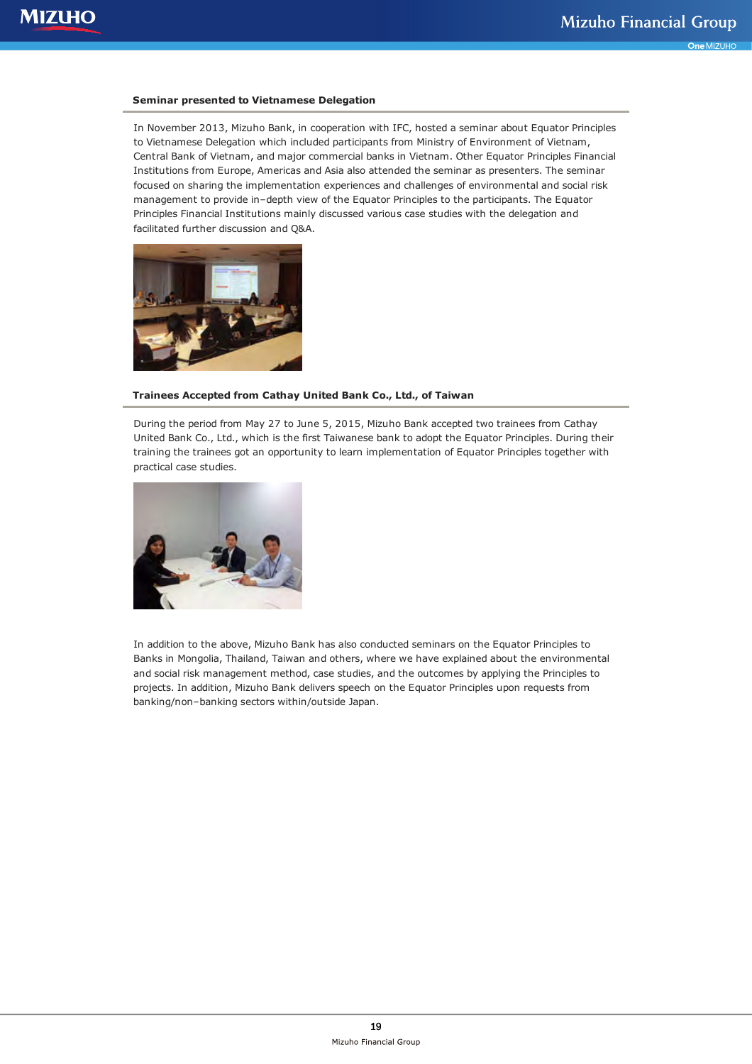### Seminar presented to Vietnamese Delegation

In November 2013, Mizuho Bank, in cooperation with IFC, hosted a seminar about Equator Principles to Vietnamese Delegation which included participants from Ministry of Environment of Vietnam, Central Bank of Vietnam, and major commercial banks in Vietnam. Other Equator Principles Financial Institutions from Europe, Americas and Asia also attended the seminar as presenters. The seminar focused on sharing the implementation experiences and challenges of environmental and social risk management to provide in–depth view of the Equator Principles to the participants. The Equator Principles Financial Institutions mainly discussed various case studies with the delegation and facilitated further discussion and Q&A.

### Trainees Accepted from Cathay United Bank Co., Ltd., of Taiwan

During the period from May 27 to June 5, 2015, Mizuho Bank accepted two trainees from Cathay United Bank Co., Ltd., which is the first Taiwanese bank to adopt the Equator Principles. During their training the trainees got an opportunity to learn implementation of Equator Principles together with practical case studies.

In addition to the above, Mizuho Bank has also conducted seminars on the Equator Principles to Banks in Mongolia, Thailand, Taiwan and others, where we have explained about the environmental and social risk management method, case studies, and the outcomes by applying the Principles to projects. In addition, Mizuho Bank delivers speech on the Equator Principles upon requests from banking/non–banking sectors within/outside Japan.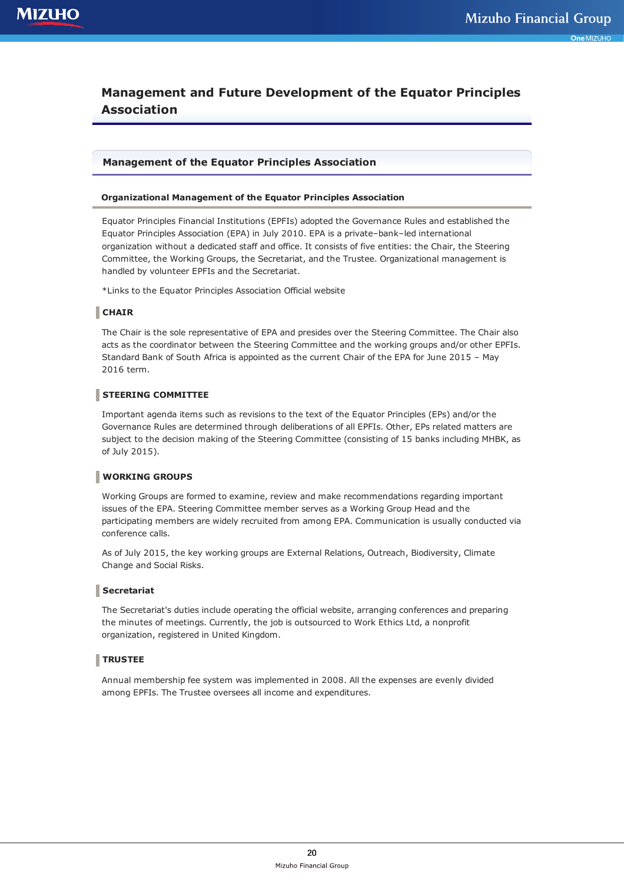# Management and Future Development of the Equator Principles Association

## Management of the Equator Principles Association

### Organizational Management of the Equator Principles Association

Equator Principles Financial Institutions (EPFIs) adopted the Governance Rules and established the Equator Principles Association (EPA) in July 2010. EPA is a private–bank–led international organization without a dedicated staff and office. It consists of five entities: the Chair, the Steering Committee, the Working Groups, the Secretariat, and the Trustee. Organizational management is handled by volunteer EPFIs and the Secretariat.

*Links to the Equator Principles Association Official website

#### CHAIR

The Chair is the sole representative of EPA and presides over the Steering Committee. The Chair also acts as the coordinator between the Steering Committee and the working groups and/or other EPFIs. Standard Bank of South Africa is appointed as the current Chair of the EPA for June 2015 – May 2016 term.

#### STEERING COMMITTEE

Important agenda items such as revisions to the text of the Equator Principles (EPs) and/or the Governance Rules are determined through deliberations of all EPFIs. Other, EPs related matters are subject to the decision making of the Steering Committee (consisting of 15 banks including MHBK, as of July 2015).

#### WORKING GROUPS

Working Groups are formed to examine, review and make recommendations regarding important issues of the EPA. Steering Committee member serves as a Working Group Head and the participating members are widely recruited from among EPA. Communication is usually conducted via conference calls.

As of July 2015, the key working groups are External Relations, Outreach, Biodiversity, Climate Change and Social Risks.

#### Secretariat

The Secretariat's duties include operating the official website, arranging conferences and preparing the minutes of meetings. Currently, the job is outsourced to Work Ethics Ltd, a nonprofit organization, registered in United Kingdom.

#### TRUSTEE

Annual membership fee system was implemented in 2008. All the expenses are evenly divided among EPFIs. The Trustee oversees all income and expenditures.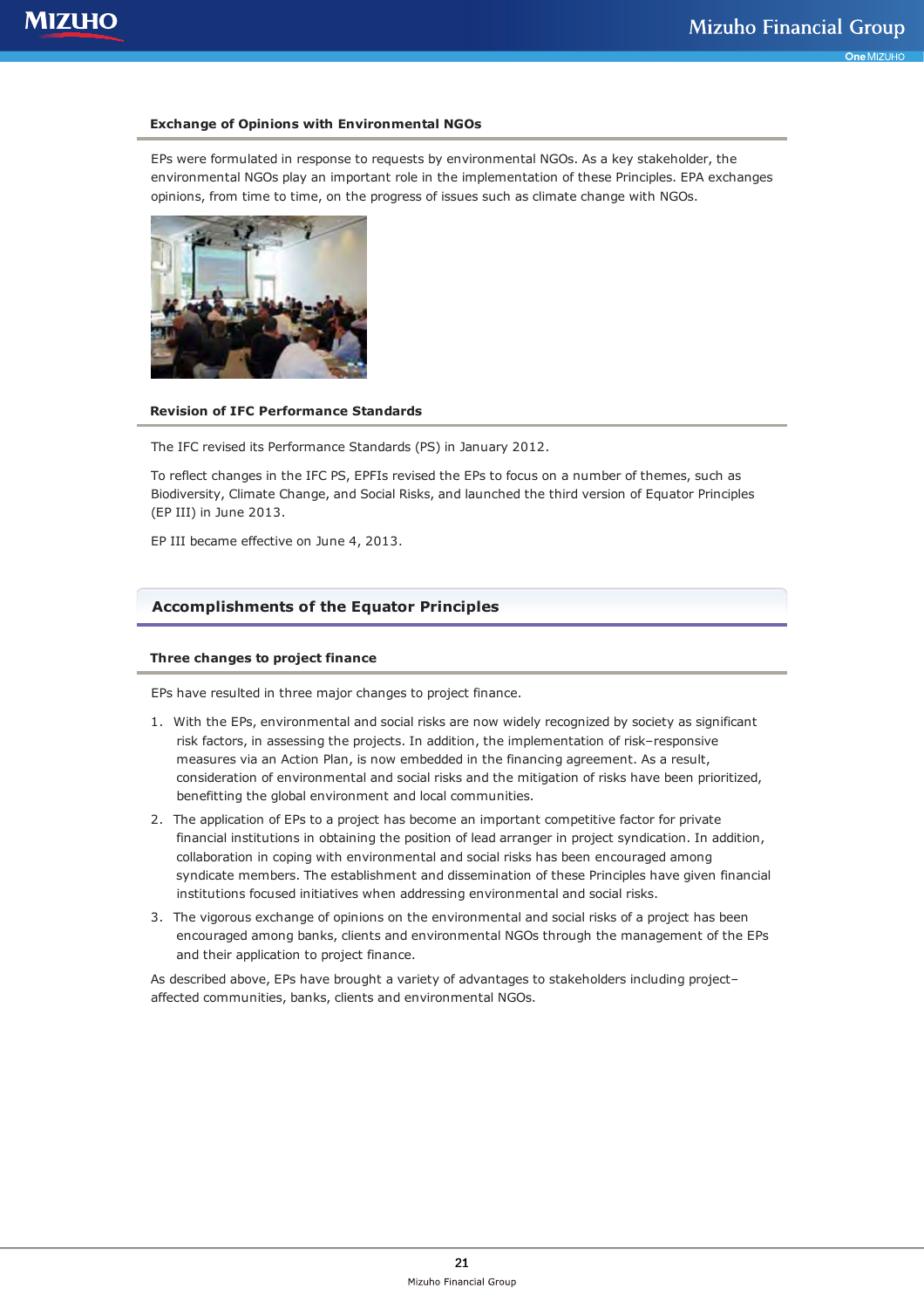### Exchange of Opinions with Environmental NGOs

EPs were formulated in response to requests by environmental NGOs. As a key stakeholder, the environmental NGOs play an important role in the implementation of these Principles. EPA exchanges opinions, from time to time, on the progress of issues such as climate change with NGOs.

### Revision of IFC Performance Standards

The IFC revised its Performance Standards (PS) in January 2012.

To reflect changes in the IFC PS, EPFIs revised the EPs to focus on a number of themes, such as Biodiversity, Climate Change, and Social Risks, and launched the third version of Equator Principles (EP III) in June 2013.

EP III became effective on June 4, 2013.

## Accomplishments of the Equator Principles

### Three changes to project finance

EPs have resulted in three major changes to project finance.

1. With the EPs, environmental and social risks are now widely recognized by society as significant risk factors, in assessing the projects. In addition, the implementation of risk–responsive measures via an Action Plan, is now embedded in the financing agreement. As a result, consideration of environmental and social risks and the mitigation of risks have been prioritized, benefitting the global environment and local communities.
2. The application of EPs to a project has become an important competitive factor for private financial institutions in obtaining the position of lead arranger in project syndication. In addition, collaboration in coping with environmental and social risks has been encouraged among syndicate members. The establishment and dissemination of these Principles have given financial institutions focused initiatives when addressing environmental and social risks.
3. The vigorous exchange of opinions on the environmental and social risks of a project has been encouraged among banks, clients and environmental NGOs through the management of the EPs and their application to project finance.

As described above, EPs have brought a variety of advantages to stakeholders including project–affected communities, banks, clients and environmental NGOs.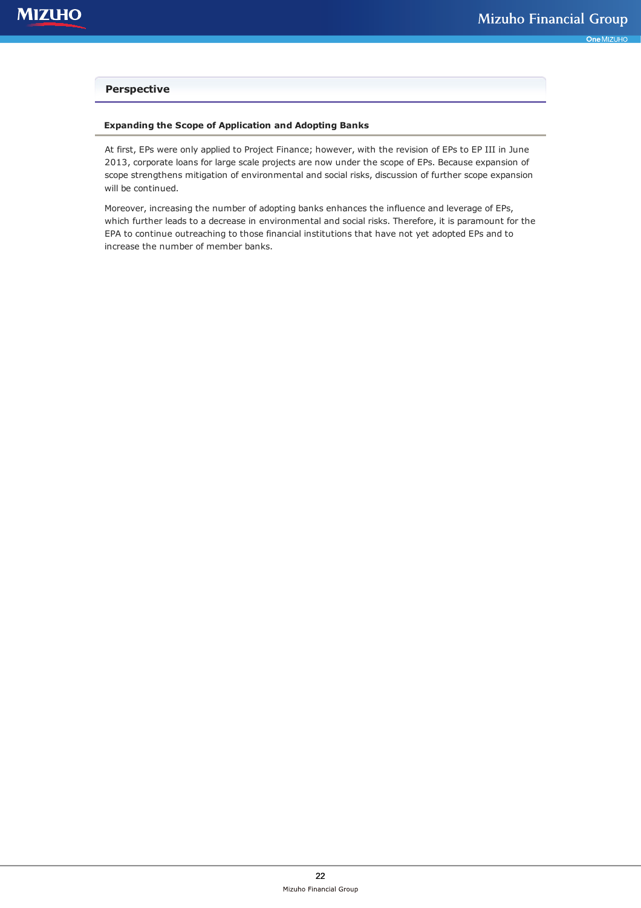## Perspective

### Expanding the Scope of Application and Adopting Banks

At first, EPs were only applied to Project Finance; however, with the revision of EPs to EP III in June 2013, corporate loans for large scale projects are now under the scope of EPs. Because expansion of scope strengthens mitigation of environmental and social risks, discussion of further scope expansion will be continued.

Moreover, increasing the number of adopting banks enhances the influence and leverage of EPs, which further leads to a decrease in environmental and social risks. Therefore, it is paramount for the EPA to continue outreaching to those financial institutions that have not yet adopted EPs and to increase the number of member banks.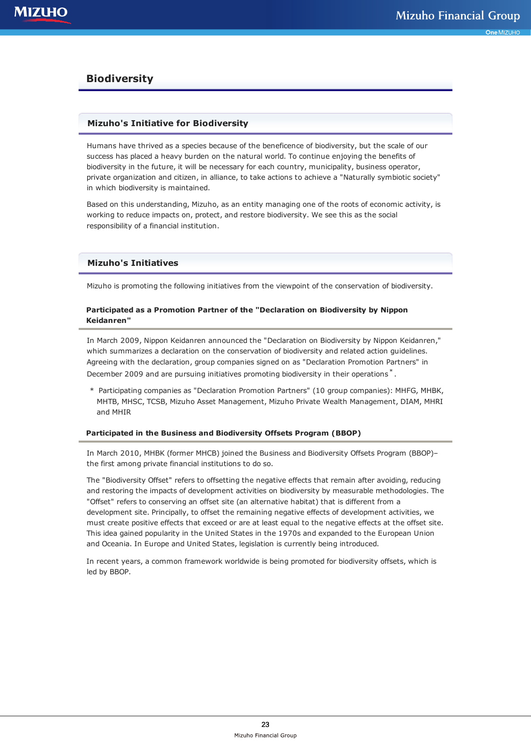# Biodiversity

## Mizuho's Initiative for Biodiversity

Humans have thrived as a species because of the beneficence of biodiversity, but the scale of our success has placed a heavy burden on the natural world. To continue enjoying the benefits of biodiversity in the future, it will be necessary for each country, municipality, business operator, private organization and citizen, in alliance, to take actions to achieve a "Naturally symbiotic society" in which biodiversity is maintained.

Based on this understanding, Mizuho, as an entity managing one of the roots of economic activity, is working to reduce impacts on, protect, and restore biodiversity. We see this as the social responsibility of a financial institution.

## Mizuho's Initiatives

Mizuho is promoting the following initiatives from the viewpoint of the conservation of biodiversity.

### Participated as a Promotion Partner of the "Declaration on Biodiversity by Nippon Keidanren"

In March 2009, Nippon Keidanren announced the "Declaration on Biodiversity by Nippon Keidanren," which summarizes a declaration on the conservation of biodiversity and related action guidelines. Agreeing with the declaration, group companies signed on as "Declaration Promotion Partners" in December 2009 and are pursuing initiatives promoting biodiversity in their operations*.

\* Participating companies as "Declaration Promotion Partners" (10 group companies): MHFG, MHBK, MHTB, MHSC, TCSB, Mizuho Asset Management, Mizuho Private Wealth Management, DIAM, MHRI and MHIR

### Participated in the Business and Biodiversity Offsets Program (BBOP)

In March 2010, MHBK (former MHCB) joined the Business and Biodiversity Offsets Program (BBOP)– the first among private financial institutions to do so.

The "Biodiversity Offset" refers to offsetting the negative effects that remain after avoiding, reducing and restoring the impacts of development activities on biodiversity by measurable methodologies. The "Offset" refers to conserving an offset site (an alternative habitat) that is different from a development site. Principally, to offset the remaining negative effects of development activities, we must create positive effects that exceed or are at least equal to the negative effects at the offset site. This idea gained popularity in the United States in the 1970s and expanded to the European Union and Oceania. In Europe and United States, legislation is currently being introduced.

In recent years, a common framework worldwide is being promoted for biodiversity offsets, which is led by BBOP.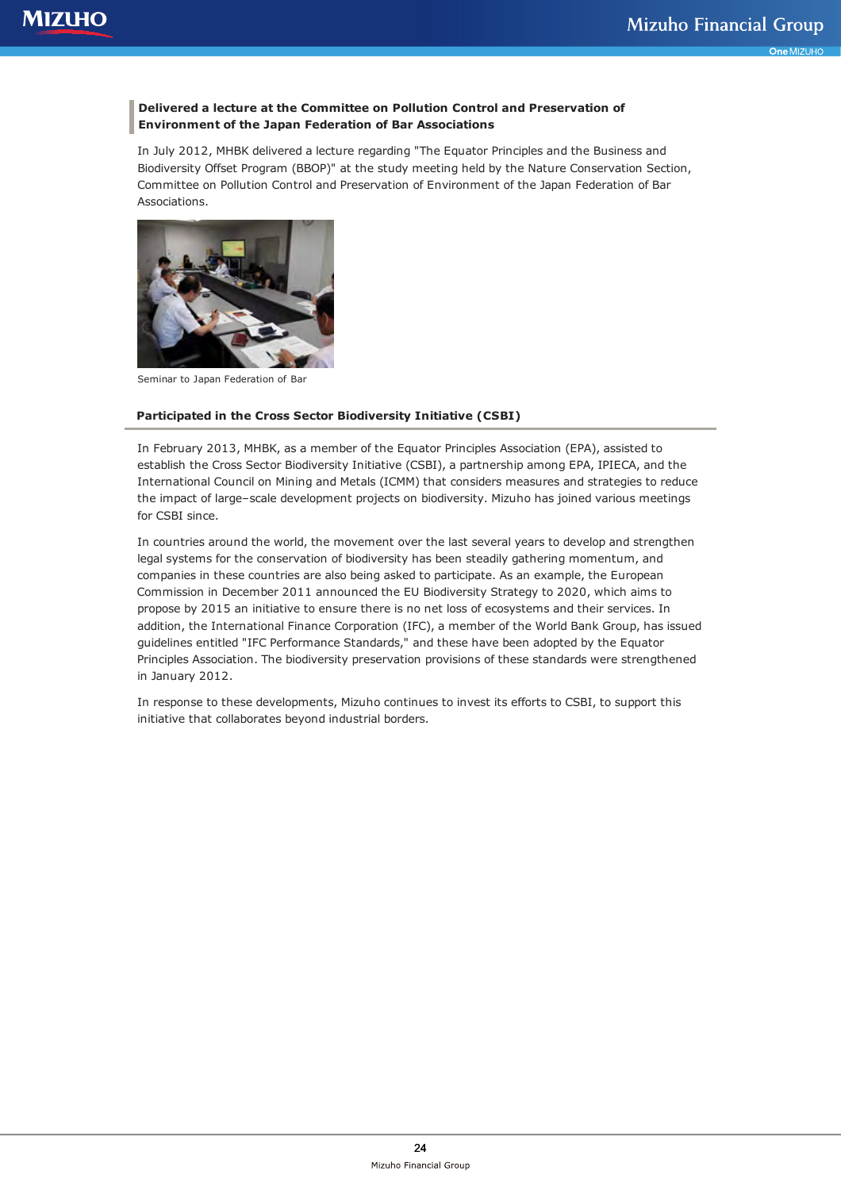### Delivered a lecture at the Committee on Pollution Control and Preservation of Environment of the Japan Federation of Bar Associations

In July 2012, MHBK delivered a lecture regarding "The Equator Principles and the Business and Biodiversity Offset Program (BBOP)" at the study meeting held by the Nature Conservation Section, Committee on Pollution Control and Preservation of Environment of the Japan Federation of Bar Associations.

Seminar to Japan Federation of Bar

### Participated in the Cross Sector Biodiversity Initiative (CSBI)

In February 2013, MHBK, as a member of the Equator Principles Association (EPA), assisted to establish the Cross Sector Biodiversity Initiative (CSBI), a partnership among EPA, IPIECA, and the International Council on Mining and Metals (ICMM) that considers measures and strategies to reduce the impact of large–scale development projects on biodiversity. Mizuho has joined various meetings for CSBI since.

In countries around the world, the movement over the last several years to develop and strengthen legal systems for the conservation of biodiversity has been steadily gathering momentum, and companies in these countries are also being asked to participate. As an example, the European Commission in December 2011 announced the EU Biodiversity Strategy to 2020, which aims to propose by 2015 an initiative to ensure there is no net loss of ecosystems and their services. In addition, the International Finance Corporation (IFC), a member of the World Bank Group, has issued guidelines entitled "IFC Performance Standards," and these have been adopted by the Equator Principles Association. The biodiversity preservation provisions of these standards were strengthened in January 2012.

In response to these developments, Mizuho continues to invest its efforts to CSBI, to support this initiative that collaborates beyond industrial borders.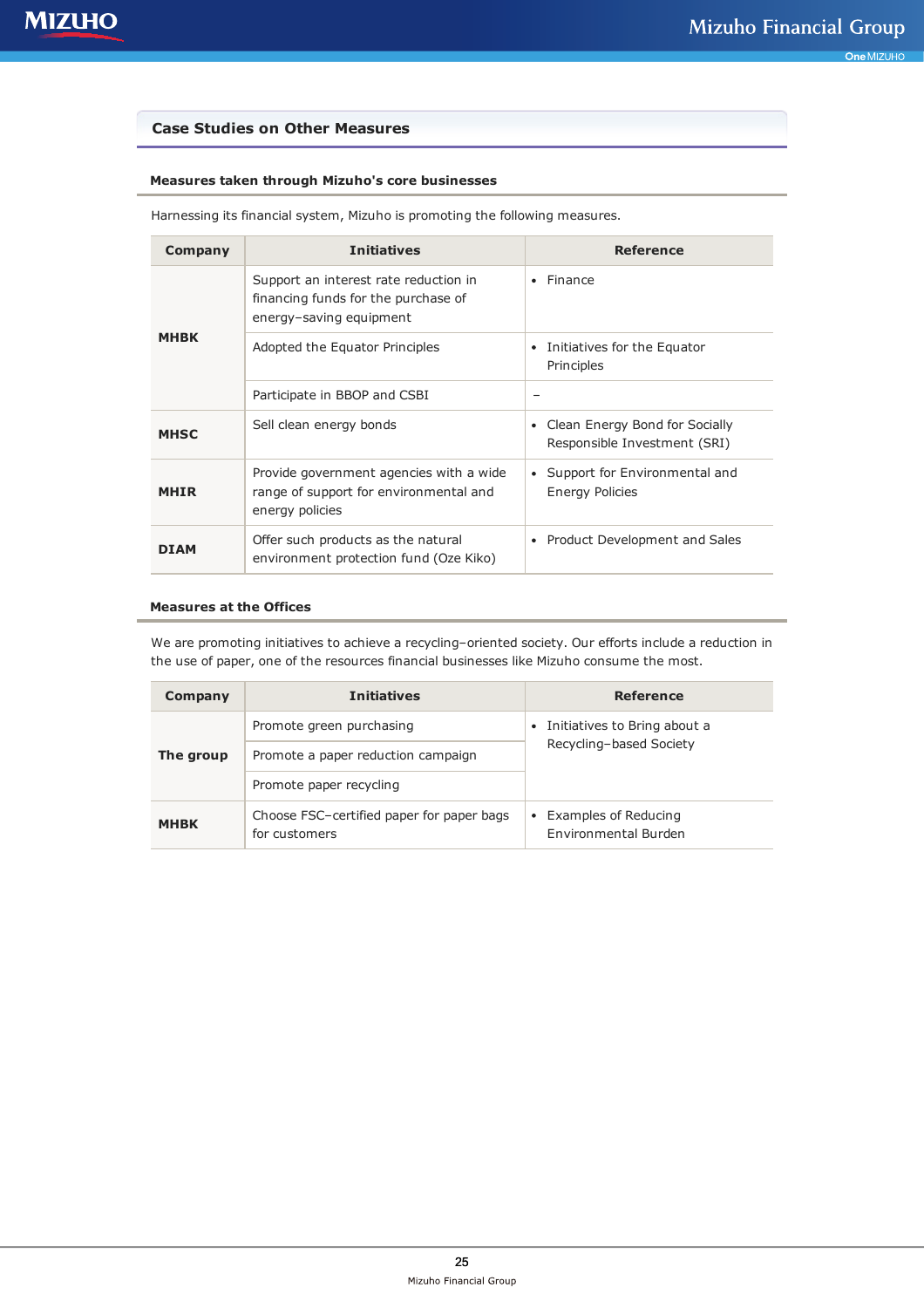## Case Studies on Other Measures

### Measures taken through Mizuho's core businesses

Harnessing its financial system, Mizuho is promoting the following measures.

| Company | Initiatives | Reference |
|---|---|---|
| MHBK | Support an interest rate reduction in financing funds for the purchase of energy–saving equipment | • Finance |
| | Adopted the Equator Principles | • Initiatives for the Equator Principles |
| | Participate in BBOP and CSBI | – |
| MHSC | Sell clean energy bonds | • Clean Energy Bond for Socially Responsible Investment (SRI) |
| MHIR | Provide government agencies with a wide range of support for environmental and energy policies | • Support for Environmental and Energy Policies |
| DIAM | Offer such products as the natural environment protection fund (Oze Kiko) | • Product Development and Sales |

### Measures at the Offices

We are promoting initiatives to achieve a recycling–oriented society. Our efforts include a reduction in the use of paper, one of the resources financial businesses like Mizuho consume the most.

| Company | Initiatives | Reference |
|---|---|---|
| The group | Promote green purchasing | • Initiatives to Bring about a Recycling–based Society |
| | Promote a paper reduction campaign | |
| | Promote paper recycling | |
| MHBK | Choose FSC–certified paper for paper bags for customers | • Examples of Reducing Environmental Burden |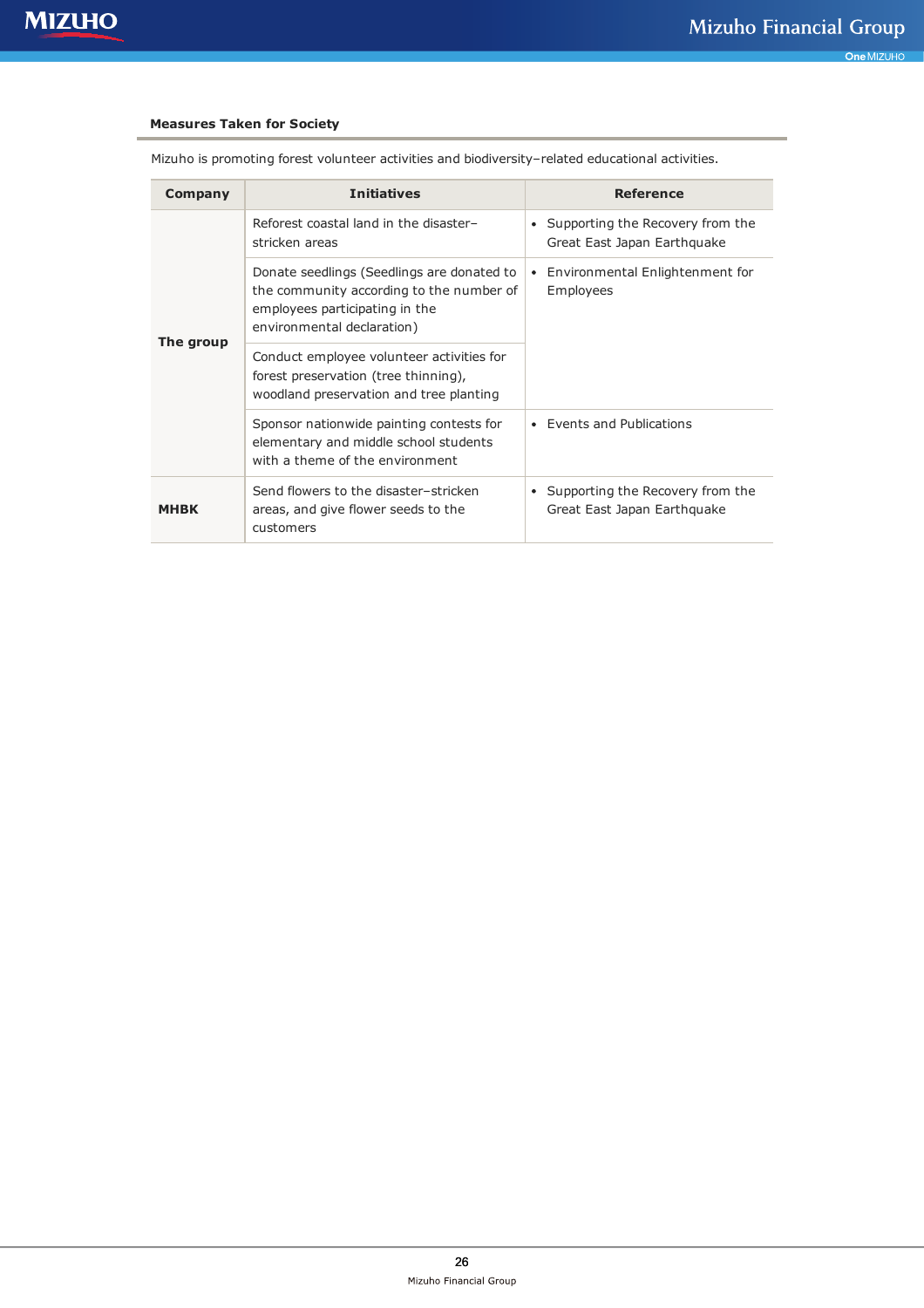### Measures Taken for Society

Mizuho is promoting forest volunteer activities and biodiversity–related educational activities.

| Company | Initiatives | Reference |
|---|---|---|
| The group | Reforest coastal land in the disaster–stricken areas | • Supporting the Recovery from the Great East Japan Earthquake |
| | Donate seedlings (Seedlings are donated to the community according to the number of employees participating in the environmental declaration) | • Environmental Enlightenment for Employees |
| | Conduct employee volunteer activities for forest preservation (tree thinning), woodland preservation and tree planting | |
| | Sponsor nationwide painting contests for elementary and middle school students with a theme of the environment | • Events and Publications |
| MHBK | Send flowers to the disaster–stricken areas, and give flower seeds to the customers | • Supporting the Recovery from the Great East Japan Earthquake |